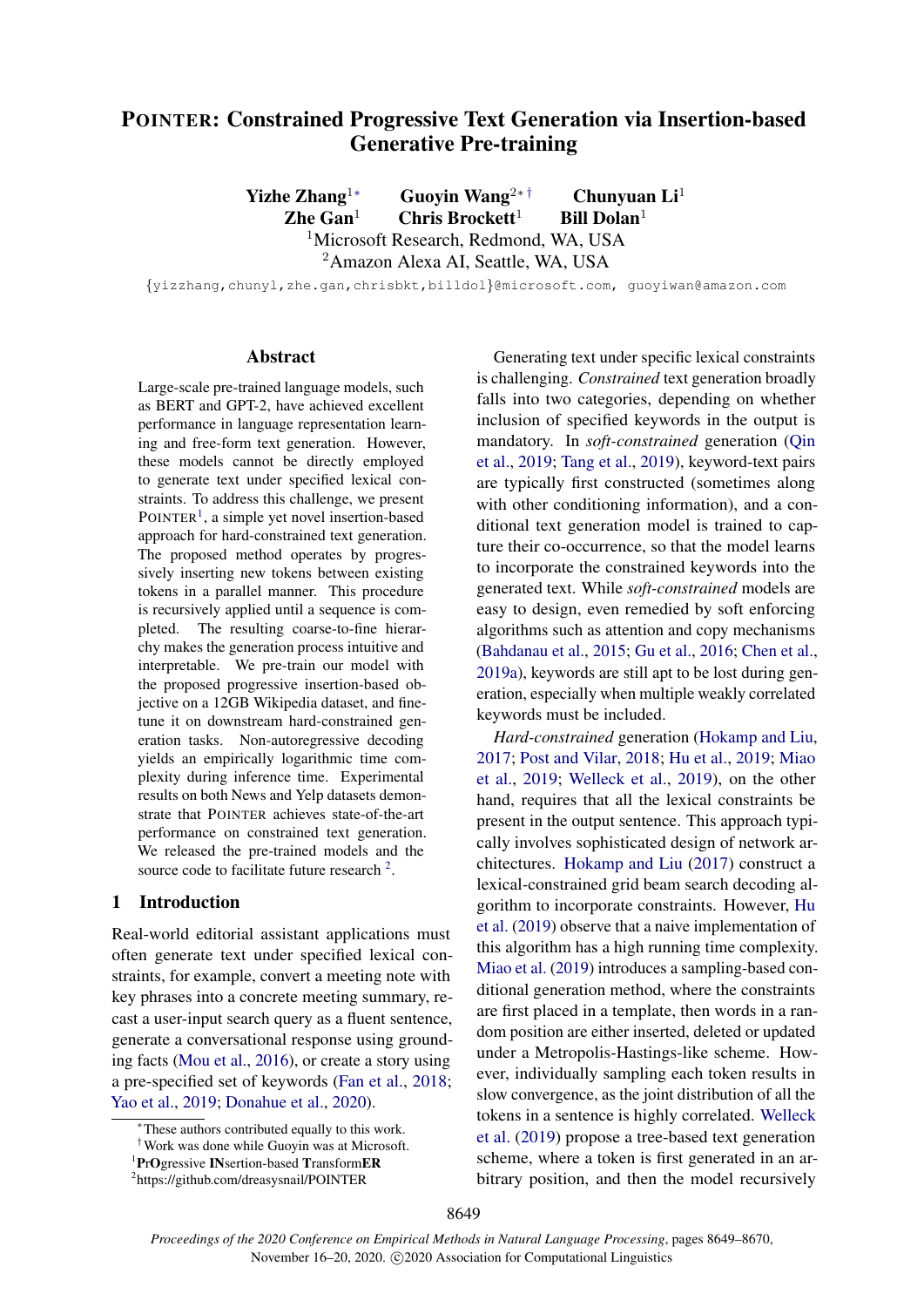# POINTER: Constrained Progressive Text Generation via Insertion-based Generative Pre-training

**Yizhe Zhang**[1*] **Guoyin Wang**[2*†] **Chunyuan Li**[1]
**Zhe Gan**[1] **Chris Brockett**[1] **Bill Dolan**[1]

[1]Microsoft Research, Redmond, WA, USA
[2]Amazon Alexa AI, Seattle, WA, USA

{yizzhang,chunyl,zhe.gan,chrisbkt,billdol}@microsoft.com, guoyiwan@amazon.com

## Abstract

Large-scale pre-trained language models, such as BERT and GPT-2, have achieved excellent performance in language representation learning and free-form text generation. However, these models cannot be directly employed to generate text under specified lexical constraints. To address this challenge, we present POINTER[1], a simple yet novel insertion-based approach for hard-constrained text generation. The proposed method operates by progressively inserting new tokens between existing tokens in a parallel manner. This procedure is recursively applied until a sequence is completed. The resulting coarse-to-fine hierarchy makes the generation process intuitive and interpretable. We pre-train our model with the proposed progressive insertion-based objective on a 12GB Wikipedia dataset, and fine-tune it on downstream hard-constrained generation tasks. Non-autoregressive decoding yields an empirically logarithmic time complexity during inference time. Experimental results on both News and Yelp datasets demonstrate that POINTER achieves state-of-the-art performance on constrained text generation. We released the pre-trained models and the source code to facilitate future research [2].

## 1 Introduction

Real-world editorial assistant applications must often generate text under specified lexical constraints, for example, convert a meeting note with key phrases into a concrete meeting summary, recast a user-input search query as a fluent sentence, generate a conversational response using grounding facts (Mou et al., 2016), or create a story using a pre-specified set of keywords (Fan et al., 2018; Yao et al., 2019; Donahue et al., 2020).

Generating text under specific lexical constraints is challenging. *Constrained* text generation broadly falls into two categories, depending on whether inclusion of specified keywords in the output is mandatory. In *soft-constrained* generation (Qin et al., 2019; Tang et al., 2019), keyword-text pairs are typically first constructed (sometimes along with other conditioning information), and a conditional text generation model is trained to capture their co-occurrence, so that the model learns to incorporate the constrained keywords into the generated text. While *soft-constrained* models are easy to design, even remedied by soft enforcing algorithms such as attention and copy mechanisms (Bahdanau et al., 2015; Gu et al., 2016; Chen et al., 2019a), keywords are still apt to be lost during generation, especially when multiple weakly correlated keywords must be included.

*Hard-constrained* generation (Hokamp and Liu, 2017; Post and Vilar, 2018; Hu et al., 2019; Miao et al., 2019; Welleck et al., 2019), on the other hand, requires that all the lexical constraints be present in the output sentence. This approach typically involves sophisticated design of network architectures. Hokamp and Liu (2017) construct a lexical-constrained grid beam search decoding algorithm to incorporate constraints. However, Hu et al. (2019) observe that a naive implementation of this algorithm has a high running time complexity. Miao et al. (2019) introduces a sampling-based conditional generation method, where the constraints are first placed in a template, then words in a random position are either inserted, deleted or updated under a Metropolis-Hastings-like scheme. However, individually sampling each token results in slow convergence, as the joint distribution of all the tokens in a sentence is highly correlated. Welleck et al. (2019) propose a tree-based text generation scheme, where a token is first generated in an arbitrary position, and then the model recursively

---

*These authors contributed equally to this work.
†Work was done while Guoyin was at Microsoft.
[1]**PrO**gressive **IN**sertion-based **T**ransform**ER**
[2]https://github.com/dreasysnail/POINTER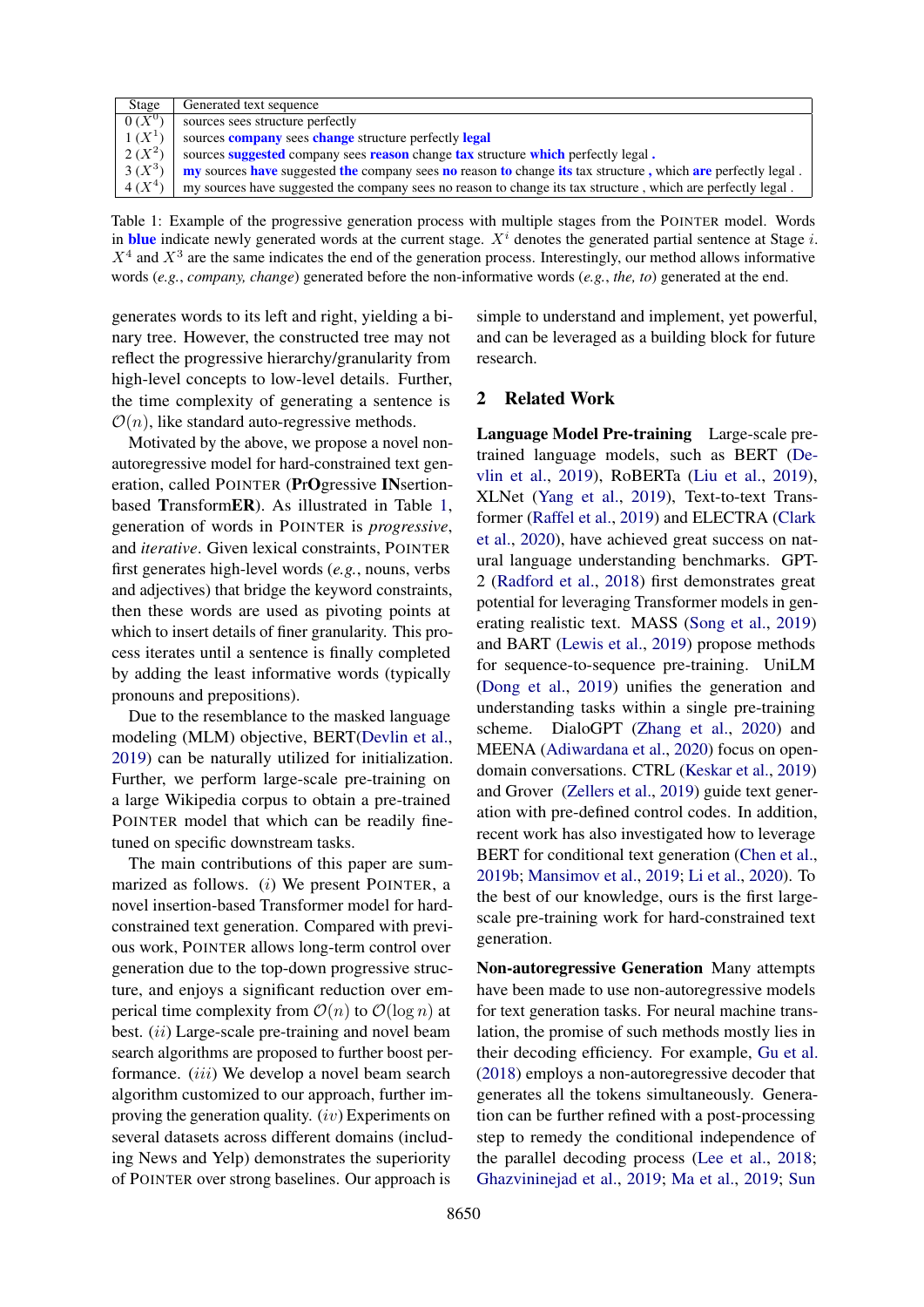| Stage | Generated text sequence |
|---|---|
| 0 ($X^0$) | sources sees structure perfectly |
| 1 ($X^1$) | sources **company** sees **change** structure perfectly **legal** |
| 2 ($X^2$) | sources **suggested** company sees **reason** change **tax** structure **which** perfectly legal **.** |
| 3 ($X^3$) | **my** sources **have** suggested **the** company sees **no** reason **to** change **its** tax structure , which **are** perfectly legal . |
| 4 ($X^4$) | my sources have suggested the company sees no reason to change its tax structure , which are perfectly legal . |

Table 1: Example of the progressive generation process with multiple stages from the POINTER model. Words in **blue** indicate newly generated words at the current stage. $X^i$ denotes the generated partial sentence at Stage $i$. $X^4$ and $X^3$ are the same indicates the end of the generation process. Interestingly, our method allows informative words (*e.g.*, *company, change*) generated before the non-informative words (*e.g.*, *the, to*) generated at the end.

generates words to its left and right, yielding a binary tree. However, the constructed tree may not reflect the progressive hierarchy/granularity from high-level concepts to low-level details. Further, the time complexity of generating a sentence is $\mathcal{O}(n)$, like standard auto-regressive methods.

Motivated by the above, we propose a novel non-autoregressive model for hard-constrained text generation, called POINTER (**P**r**O**gressive **IN**sertion-based **T**ransform**ER**). As illustrated in Table 1, generation of words in POINTER is *progressive*, and *iterative*. Given lexical constraints, POINTER first generates high-level words (*e.g.*, nouns, verbs and adjectives) that bridge the keyword constraints, then these words are used as pivoting points at which to insert details of finer granularity. This process iterates until a sentence is finally completed by adding the least informative words (typically pronouns and prepositions).

Due to the resemblance to the masked language modeling (MLM) objective, BERT(Devlin et al., 2019) can be naturally utilized for initialization. Further, we perform large-scale pre-training on a large Wikipedia corpus to obtain a pre-trained POINTER model that which can be readily fine-tuned on specific downstream tasks.

The main contributions of this paper are summarized as follows. ($i$) We present POINTER, a novel insertion-based Transformer model for hard-constrained text generation. Compared with previous work, POINTER allows long-term control over generation due to the top-down progressive structure, and enjoys a significant reduction over emperical time complexity from $\mathcal{O}(n)$ to $\mathcal{O}(\log n)$ at best. ($ii$) Large-scale pre-training and novel beam search algorithms are proposed to further boost performance. ($iii$) We develop a novel beam search algorithm customized to our approach, further improving the generation quality. ($iv$) Experiments on several datasets across different domains (including News and Yelp) demonstrates the superiority of POINTER over strong baselines. Our approach is simple to understand and implement, yet powerful, and can be leveraged as a building block for future research.

## 2 Related Work

**Language Model Pre-training** Large-scale pre-trained language models, such as BERT (Devlin et al., 2019), RoBERTa (Liu et al., 2019), XLNet (Yang et al., 2019), Text-to-text Transformer (Raffel et al., 2019) and ELECTRA (Clark et al., 2020), have achieved great success on natural language understanding benchmarks. GPT-2 (Radford et al., 2018) first demonstrates great potential for leveraging Transformer models in generating realistic text. MASS (Song et al., 2019) and BART (Lewis et al., 2019) propose methods for sequence-to-sequence pre-training. UniLM (Dong et al., 2019) unifies the generation and understanding tasks within a single pre-training scheme. DialoGPT (Zhang et al., 2020) and MEENA (Adiwardana et al., 2020) focus on open-domain conversations. CTRL (Keskar et al., 2019) and Grover (Zellers et al., 2019) guide text generation with pre-defined control codes. In addition, recent work has also investigated how to leverage BERT for conditional text generation (Chen et al., 2019b; Mansimov et al., 2019; Li et al., 2020). To the best of our knowledge, ours is the first large-scale pre-training work for hard-constrained text generation.

**Non-autoregressive Generation** Many attempts have been made to use non-autoregressive models for text generation tasks. For neural machine translation, the promise of such methods mostly lies in their decoding efficiency. For example, Gu et al. (2018) employs a non-autoregressive decoder that generates all the tokens simultaneously. Generation can be further refined with a post-processing step to remedy the conditional independence of the parallel decoding process (Lee et al., 2018; Ghazvininejad et al., 2019; Ma et al., 2019; Sun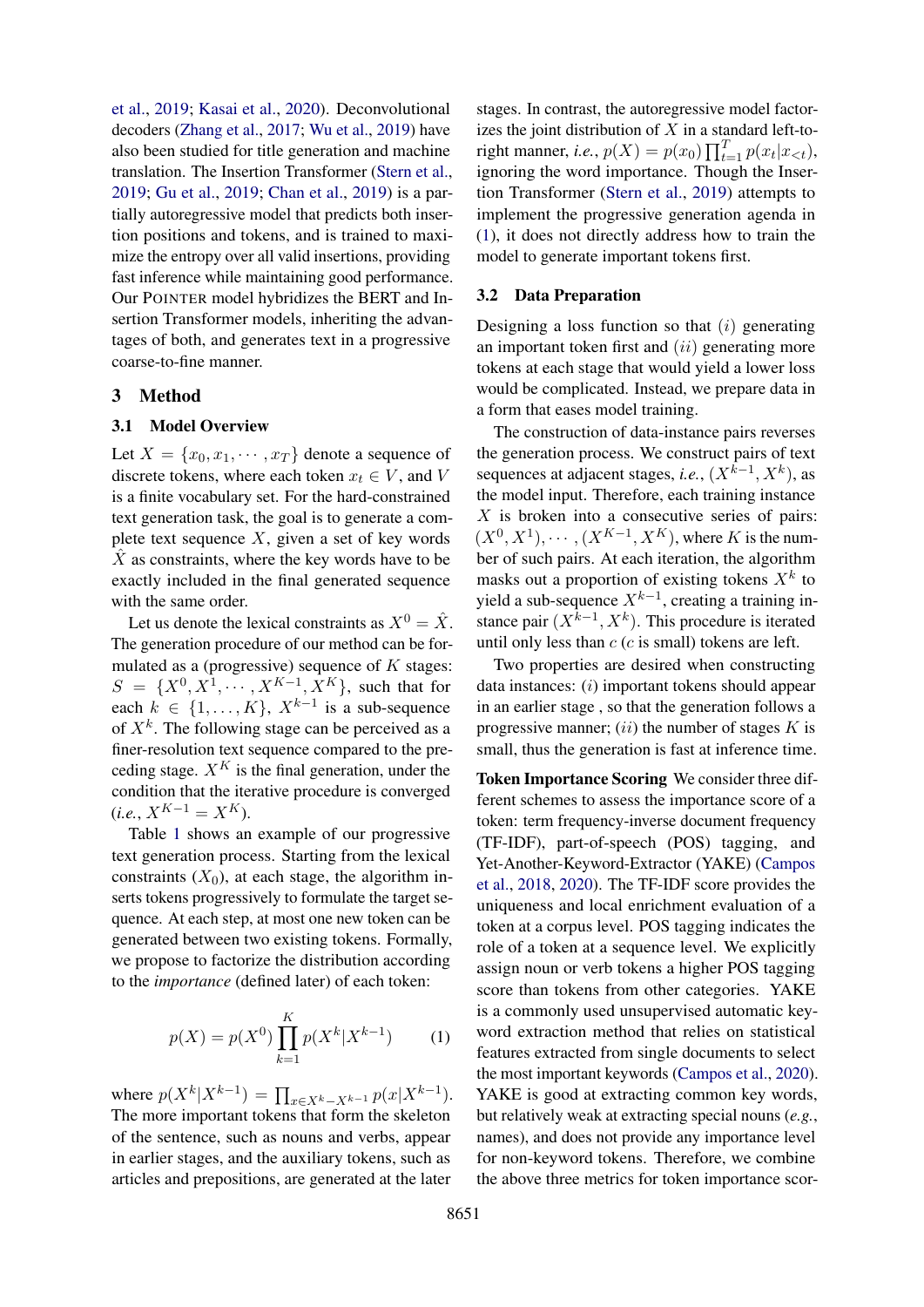et al., 2019; Kasai et al., 2020). Deconvolutional decoders (Zhang et al., 2017; Wu et al., 2019) have also been studied for title generation and machine translation. The Insertion Transformer (Stern et al., 2019; Gu et al., 2019; Chan et al., 2019) is a partially autoregressive model that predicts both insertion positions and tokens, and is trained to maximize the entropy over all valid insertions, providing fast inference while maintaining good performance. Our POINTER model hybridizes the BERT and Insertion Transformer models, inheriting the advantages of both, and generates text in a progressive coarse-to-fine manner.

## 3 Method

### 3.1 Model Overview

Let $X = \{x_0, x_1, \cdots, x_T\}$ denote a sequence of discrete tokens, where each token $x_t \in V$, and $V$ is a finite vocabulary set. For the hard-constrained text generation task, the goal is to generate a complete text sequence $X$, given a set of key words $\hat{X}$ as constraints, where the key words have to be exactly included in the final generated sequence with the same order.

Let us denote the lexical constraints as $X^0 = \hat{X}$. The generation procedure of our method can be formulated as a (progressive) sequence of $K$ stages: $S = \{X^0, X^1, \cdots, X^{K-1}, X^K\}$, such that for each $k \in \{1, \ldots, K\}$, $X^{k-1}$ is a sub-sequence of $X^k$. The following stage can be perceived as a finer-resolution text sequence compared to the preceding stage. $X^K$ is the final generation, under the condition that the iterative procedure is converged (*i.e.*, $X^{K-1} = X^K$).

Table 1 shows an example of our progressive text generation process. Starting from the lexical constraints ($X_0$), at each stage, the algorithm inserts tokens progressively to formulate the target sequence. At each step, at most one new token can be generated between two existing tokens. Formally, we propose to factorize the distribution according to the *importance* (defined later) of each token:

$$p(X) = p(X^0) \prod_{k=1}^{K} p(X^k | X^{k-1}) \qquad (1)$$

where $p(X^k | X^{k-1}) = \prod_{x \in X^k - X^{k-1}} p(x | X^{k-1})$. The more important tokens that form the skeleton of the sentence, such as nouns and verbs, appear in earlier stages, and the auxiliary tokens, such as articles and prepositions, are generated at the later stages. In contrast, the autoregressive model factorizes the joint distribution of $X$ in a standard left-to-right manner, *i.e.*, $p(X) = p(x_0) \prod_{t=1}^{T} p(x_t | x_{<t})$, ignoring the word importance. Though the Insertion Transformer (Stern et al., 2019) attempts to implement the progressive generation agenda in (1), it does not directly address how to train the model to generate important tokens first.

### 3.2 Data Preparation

Designing a loss function so that $(i)$ generating an important token first and $(ii)$ generating more tokens at each stage that would yield a lower loss would be complicated. Instead, we prepare data in a form that eases model training.

The construction of data-instance pairs reverses the generation process. We construct pairs of text sequences at adjacent stages, *i.e.*, $(X^{k-1}, X^k)$, as the model input. Therefore, each training instance $X$ is broken into a consecutive series of pairs: $(X^0, X^1), \cdots, (X^{K-1}, X^K)$, where $K$ is the number of such pairs. At each iteration, the algorithm masks out a proportion of existing tokens $X^k$ to yield a sub-sequence $X^{k-1}$, creating a training instance pair $(X^{k-1}, X^k)$. This procedure is iterated until only less than $c$ ($c$ is small) tokens are left.

Two properties are desired when constructing data instances: $(i)$ important tokens should appear in an earlier stage , so that the generation follows a progressive manner; $(ii)$ the number of stages $K$ is small, thus the generation is fast at inference time.

**Token Importance Scoring** We consider three different schemes to assess the importance score of a token: term frequency-inverse document frequency (TF-IDF), part-of-speech (POS) tagging, and Yet-Another-Keyword-Extractor (YAKE) (Campos et al., 2018, 2020). The TF-IDF score provides the uniqueness and local enrichment evaluation of a token at a corpus level. POS tagging indicates the role of a token at a sequence level. We explicitly assign noun or verb tokens a higher POS tagging score than tokens from other categories. YAKE is a commonly used unsupervised automatic keyword extraction method that relies on statistical features extracted from single documents to select the most important keywords (Campos et al., 2020). YAKE is good at extracting common key words, but relatively weak at extracting special nouns (*e.g.*, names), and does not provide any importance level for non-keyword tokens. Therefore, we combine the above three metrics for token importance scor-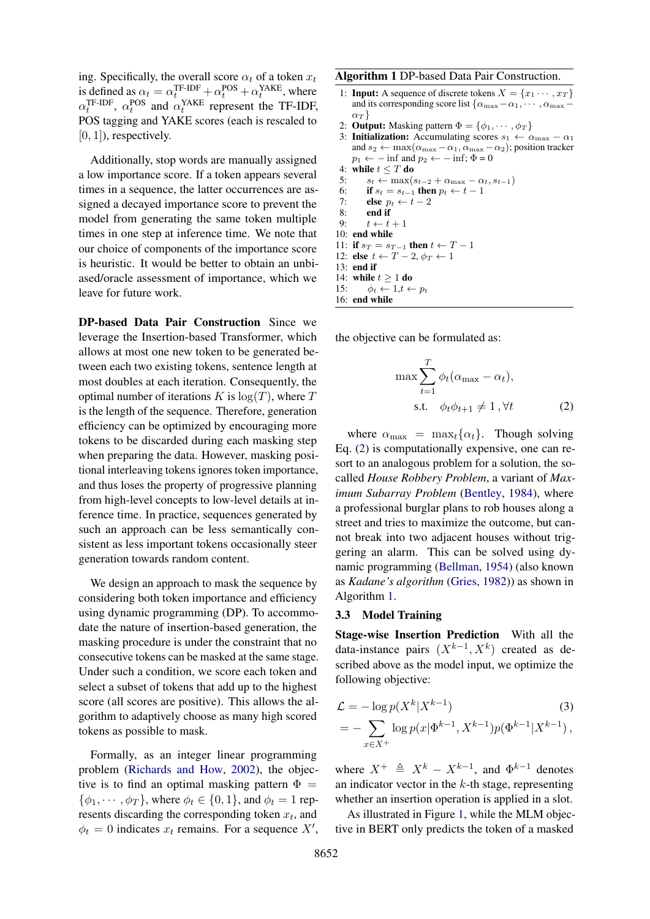ing. Specifically, the overall score $\alpha_t$ of a token $x_t$ is defined as $\alpha_t = \alpha_t^{\text{TF-IDF}} + \alpha_t^{\text{POS}} + \alpha_t^{\text{YAKE}}$, where $\alpha_t^{\text{TF-IDF}}$, $\alpha_t^{\text{POS}}$ and $\alpha_t^{\text{YAKE}}$ represent the TF-IDF, POS tagging and YAKE scores (each is rescaled to $[0, 1]$), respectively.

Additionally, stop words are manually assigned a low importance score. If a token appears several times in a sequence, the latter occurrences are assigned a decayed importance score to prevent the model from generating the same token multiple times in one step at inference time. We note that our choice of components of the importance score is heuristic. It would be better to obtain an unbiased/oracle assessment of importance, which we leave for future work.

**DP-based Data Pair Construction** Since we leverage the Insertion-based Transformer, which allows at most one new token to be generated between each two existing tokens, sentence length at most doubles at each iteration. Consequently, the optimal number of iterations $K$ is $\log(T)$, where $T$ is the length of the sequence. Therefore, generation efficiency can be optimized by encouraging more tokens to be discarded during each masking step when preparing the data. However, masking positional interleaving tokens ignores token importance, and thus loses the property of progressive planning from high-level concepts to low-level details at inference time. In practice, sequences generated by such an approach can be less semantically consistent as less important tokens occasionally steer generation towards random content.

We design an approach to mask the sequence by considering both token importance and efficiency using dynamic programming (DP). To accommodate the nature of insertion-based generation, the masking procedure is under the constraint that no consecutive tokens can be masked at the same stage. Under such a condition, we score each token and select a subset of tokens that add up to the highest score (all scores are positive). This allows the algorithm to adaptively choose as many high scored tokens as possible to mask.

Formally, as an integer linear programming problem (Richards and How, 2002), the objective is to find an optimal masking pattern $\Phi = \{\phi_1, \cdots, \phi_T\}$, where $\phi_t \in \{0, 1\}$, and $\phi_t = 1$ represents discarding the corresponding token $x_t$, and $\phi_t = 0$ indicates $x_t$ remains. For a sequence $X'$, the objective can be formulated as:

$$\max \sum_{t=1}^{T} \phi_t(\alpha_{\max} - \alpha_t), \quad \text{s.t.} \quad \phi_t \phi_{t+1} \neq 1, \forall t \tag{2}$$

where $\alpha_{\max} = \max_t\{\alpha_t\}$. Though solving Eq. (2) is computationally expensive, one can resort to an analogous problem for a solution, the so-called *House Robbery Problem*, a variant of *Maximum Subarray Problem* (Bentley, 1984), where a professional burglar plans to rob houses along a street and tries to maximize the outcome, but cannot break into two adjacent houses without triggering an alarm. This can be solved using dynamic programming (Bellman, 1954) (also known as *Kadane's algorithm* (Gries, 1982)) as shown in Algorithm 1.

**Algorithm 1** DP-based Data Pair Construction.

1: **Input:** A sequence of discrete tokens $X = \{x_1 \cdots, x_T\}$ and its corresponding score list $\{\alpha_{\max} - \alpha_1, \cdots, \alpha_{\max} - \alpha_T\}$
2: **Output:** Masking pattern $\Phi = \{\phi_1, \cdots, \phi_T\}$
3: **Initialization:** Accumulating scores $s_1 \leftarrow \alpha_{\max} - \alpha_1$ and $s_2 \leftarrow \max(\alpha_{\max} - \alpha_1, \alpha_{\max} - \alpha_2)$; position tracker $p_1 \leftarrow -\inf$ and $p_2 \leftarrow -\inf$; $\Phi = 0$
4: **while** $t \leq T$ **do**
5: $\quad s_t \leftarrow \max(s_{t-2} + \alpha_{\max} - \alpha_t, s_{t-1})$
6: $\quad$ **if** $s_t = s_{t-1}$ **then** $p_t \leftarrow t - 1$
7: $\quad$ **else** $p_t \leftarrow t - 2$
8: $\quad$ **end if**
9: $\quad t \leftarrow t + 1$
10: **end while**
11: **if** $s_T = s_{T-1}$ **then** $t \leftarrow T - 1$
12: **else** $t \leftarrow T - 2$, $\phi_T \leftarrow 1$
13: **end if**
14: **while** $t \geq 1$ **do**
15: $\quad \phi_t \leftarrow 1, t \leftarrow p_t$
16: **end while**

### 3.3 Model Training

**Stage-wise Insertion Prediction** With all the data-instance pairs $(X^{k-1}, X^k)$ created as described above as the model input, we optimize the following objective:

$$\mathcal{L} = -\log p(X^k | X^{k-1}) \tag{3}$$
$$= -\sum_{x \in X^+} \log p(x | \Phi^{k-1}, X^{k-1}) p(\Phi^{k-1} | X^{k-1}),$$

where $X^+ \triangleq X^k - X^{k-1}$, and $\Phi^{k-1}$ denotes an indicator vector in the $k$-th stage, representing whether an insertion operation is applied in a slot.

As illustrated in Figure 1, while the MLM objective in BERT only predicts the token of a masked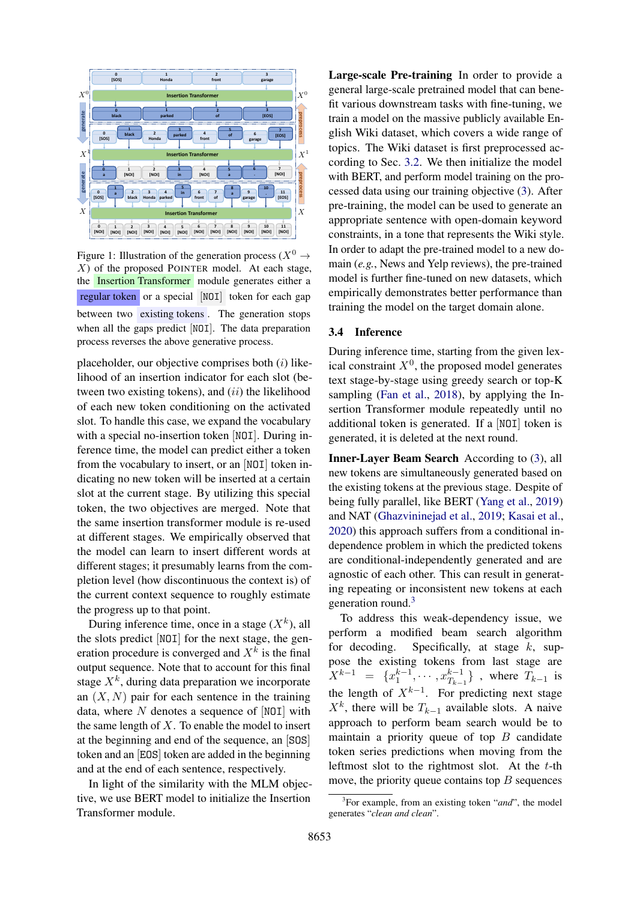Figure 1: Illustration of the generation process ($X^0 \rightarrow X$) of the proposed POINTER model. At each stage, the Insertion Transformer module generates either a regular token or a special [NOI] token for each gap between two existing tokens. The generation stops when all the gaps predict [NOI]. The data preparation process reverses the above generative process.

placeholder, our objective comprises both $(i)$ likelihood of an insertion indicator for each slot (between two existing tokens), and $(ii)$ the likelihood of each new token conditioning on the activated slot. To handle this case, we expand the vocabulary with a special no-insertion token [NOI]. During inference time, the model can predict either a token from the vocabulary to insert, or an [NOI] token indicating no new token will be inserted at a certain slot at the current stage. By utilizing this special token, the two objectives are merged. Note that the same insertion transformer module is re-used at different stages. We empirically observed that the model can learn to insert different words at different stages; it presumably learns from the completion level (how discontinuous the context is) of the current context sequence to roughly estimate the progress up to that point.

During inference time, once in a stage ($X^k$), all the slots predict [NOI] for the next stage, the generation procedure is converged and $X^k$ is the final output sequence. Note that to account for this final stage $X^k$, during data preparation we incorporate an $(X, N)$ pair for each sentence in the training data, where $N$ denotes a sequence of [NOI] with the same length of $X$. To enable the model to insert at the beginning and end of the sequence, an [SOS] token and an [EOS] token are added in the beginning and at the end of each sentence, respectively.

In light of the similarity with the MLM objective, we use BERT model to initialize the Insertion Transformer module.

**Large-scale Pre-training** In order to provide a general large-scale pretrained model that can benefit various downstream tasks with fine-tuning, we train a model on the massive publicly available English Wiki dataset, which covers a wide range of topics. The Wiki dataset is first preprocessed according to Sec. 3.2. We then initialize the model with BERT, and perform model training on the processed data using our training objective (3). After pre-training, the model can be used to generate an appropriate sentence with open-domain keyword constraints, in a tone that represents the Wiki style. In order to adapt the pre-trained model to a new domain (*e.g.*, News and Yelp reviews), the pre-trained model is further fine-tuned on new datasets, which empirically demonstrates better performance than training the model on the target domain alone.

## 3.4 Inference

During inference time, starting from the given lexical constraint $X^0$, the proposed model generates text stage-by-stage using greedy search or top-K sampling (Fan et al., 2018), by applying the Insertion Transformer module repeatedly until no additional token is generated. If a [NOI] token is generated, it is deleted at the next round.

**Inner-Layer Beam Search** According to (3), all new tokens are simultaneously generated based on the existing tokens at the previous stage. Despite of being fully parallel, like BERT (Yang et al., 2019) and NAT (Ghazvininejad et al., 2019; Kasai et al., 2020) this approach suffers from a conditional independence problem in which the predicted tokens are conditional-independently generated and are agnostic of each other. This can result in generating repeating or inconsistent new tokens at each generation round.[3]

To address this weak-dependency issue, we perform a modified beam search algorithm for decoding. Specifically, at stage $k$, suppose the existing tokens from last stage are $X^{k-1} = \{x_1^{k-1}, \cdots, x_{T_{k-1}}^{k-1}\}$, where $T_{k-1}$ is the length of $X^{k-1}$. For predicting next stage $X^k$, there will be $T_{k-1}$ available slots. A naive approach to perform beam search would be to maintain a priority queue of top $B$ candidate token series predictions when moving from the leftmost slot to the rightmost slot. At the $t$-th move, the priority queue contains top $B$ sequences

[3]For example, from an existing token "*and*", the model generates "*clean and clean*".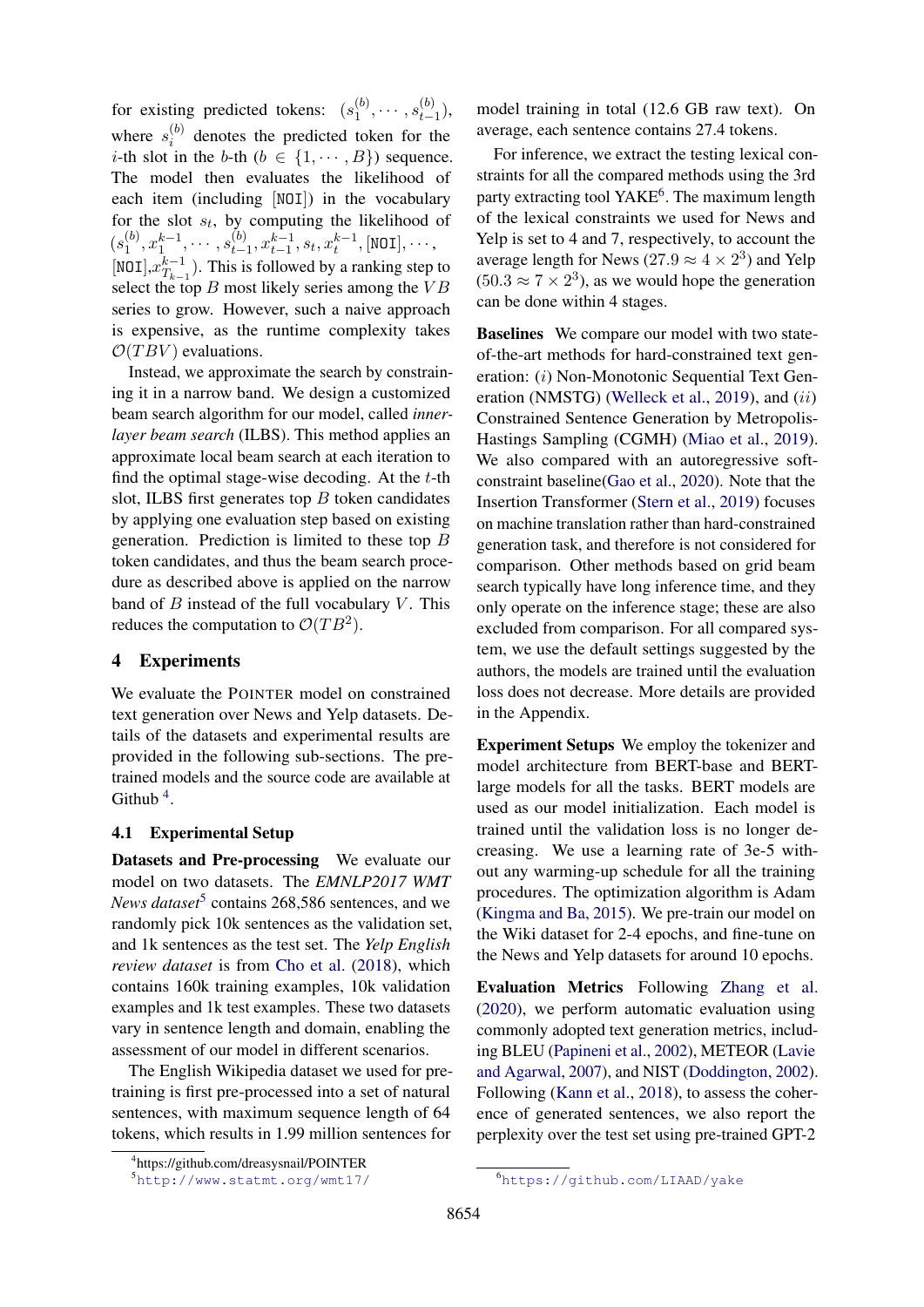for existing predicted tokens: $(s_1^{(b)}, \cdots, s_{t-1}^{(b)})$, where $s_i^{(b)}$ denotes the predicted token for the $i$-th slot in the $b$-th ($b \in \{1, \cdots, B\}$) sequence. The model then evaluates the likelihood of each item (including [NOI]) in the vocabulary for the slot $s_t$, by computing the likelihood of $(s_1^{(b)}, x_1^{k-1}, \cdots, s_{t-1}^{(b)}, x_{t-1}^{k-1}, s_t, x_t^{k-1}, \texttt{[NOI]}, \cdots,$ $\texttt{[NOI]}, x_{T_{k-1}}^{k-1})$. This is followed by a ranking step to select the top $B$ most likely series among the $VB$ series to grow. However, such a naive approach is expensive, as the runtime complexity takes $\mathcal{O}(TBV)$ evaluations.

Instead, we approximate the search by constraining it in a narrow band. We design a customized beam search algorithm for our model, called *inner-layer beam search* (ILBS). This method applies an approximate local beam search at each iteration to find the optimal stage-wise decoding. At the $t$-th slot, ILBS first generates top $B$ token candidates by applying one evaluation step based on existing generation. Prediction is limited to these top $B$ token candidates, and thus the beam search procedure as described above is applied on the narrow band of $B$ instead of the full vocabulary $V$. This reduces the computation to $\mathcal{O}(TB^2)$.

## 4 Experiments

We evaluate the POINTER model on constrained text generation over News and Yelp datasets. Details of the datasets and experimental results are provided in the following sub-sections. The pre-trained models and the source code are available at Github [4].

### 4.1 Experimental Setup

**Datasets and Pre-processing** We evaluate our model on two datasets. The *EMNLP2017 WMT News dataset*[5] contains 268,586 sentences, and we randomly pick 10k sentences as the validation set, and 1k sentences as the test set. The *Yelp English review dataset* is from Cho et al. (2018), which contains 160k training examples, 10k validation examples and 1k test examples. These two datasets vary in sentence length and domain, enabling the assessment of our model in different scenarios.

The English Wikipedia dataset we used for pre-training is first pre-processed into a set of natural sentences, with maximum sequence length of 64 tokens, which results in 1.99 million sentences for model training in total (12.6 GB raw text). On average, each sentence contains 27.4 tokens.

For inference, we extract the testing lexical constraints for all the compared methods using the 3rd party extracting tool YAKE[6]. The maximum length of the lexical constraints we used for News and Yelp is set to 4 and 7, respectively, to account the average length for News ($27.9 \approx 4 \times 2^3$) and Yelp ($50.3 \approx 7 \times 2^3$), as we would hope the generation can be done within 4 stages.

**Baselines** We compare our model with two state-of-the-art methods for hard-constrained text generation: ($i$) Non-Monotonic Sequential Text Generation (NMSTG) (Welleck et al., 2019), and ($ii$) Constrained Sentence Generation by Metropolis-Hastings Sampling (CGMH) (Miao et al., 2019). We also compared with an autoregressive soft-constraint baseline(Gao et al., 2020). Note that the Insertion Transformer (Stern et al., 2019) focuses on machine translation rather than hard-constrained generation task, and therefore is not considered for comparison. Other methods based on grid beam search typically have long inference time, and they only operate on the inference stage; these are also excluded from comparison. For all compared system, we use the default settings suggested by the authors, the models are trained until the evaluation loss does not decrease. More details are provided in the Appendix.

**Experiment Setups** We employ the tokenizer and model architecture from BERT-base and BERT-large models for all the tasks. BERT models are used as our model initialization. Each model is trained until the validation loss is no longer decreasing. We use a learning rate of 3e-5 without any warming-up schedule for all the training procedures. The optimization algorithm is Adam (Kingma and Ba, 2015). We pre-train our model on the Wiki dataset for 2-4 epochs, and fine-tune on the News and Yelp datasets for around 10 epochs.

**Evaluation Metrics** Following Zhang et al. (2020), we perform automatic evaluation using commonly adopted text generation metrics, including BLEU (Papineni et al., 2002), METEOR (Lavie and Agarwal, 2007), and NIST (Doddington, 2002). Following (Kann et al., 2018), to assess the coherence of generated sentences, we also report the perplexity over the test set using pre-trained GPT-2

[4] https://github.com/dreasysnail/POINTER

[5] http://www.statmt.org/wmt17/

[6] https://github.com/LIAAD/yake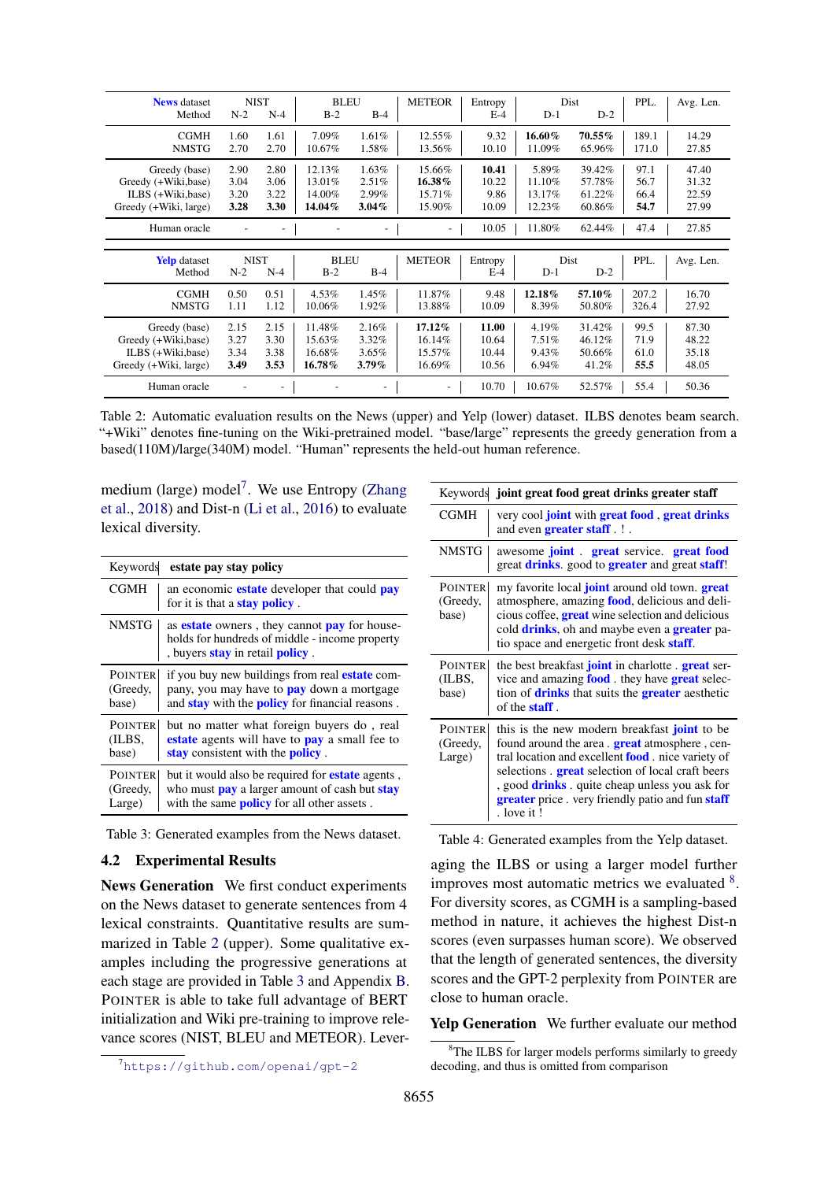| **News** dataset Method | NIST N-2 | NIST N-4 | BLEU B-2 | BLEU B-4 | METEOR | Entropy E-4 | Dist D-1 | Dist D-2 | PPL. | Avg. Len. |
|---|---|---|---|---|---|---|---|---|---|---|
| CGMH | 1.60 | 1.61 | 7.09% | 1.61% | 12.55% | 9.32 | **16.60%** | **70.55%** | 189.1 | 14.29 |
| NMSTG | 2.70 | 2.70 | 10.67% | 1.58% | 13.56% | 10.10 | 11.09% | 65.96% | 171.0 | 27.85 |
| Greedy (base) | 2.90 | 2.80 | 12.13% | 1.63% | 15.66% | **10.41** | 5.89% | 39.42% | 97.1 | 47.40 |
| Greedy (+Wiki,base) | 3.04 | 3.06 | 13.01% | 2.51% | **16.38%** | 10.22 | 11.10% | 57.78% | 56.7 | 31.32 |
| ILBS (+Wiki,base) | 3.20 | 3.22 | 14.00% | 2.99% | 15.71% | 9.86 | 13.17% | 61.22% | 66.4 | 22.59 |
| Greedy (+Wiki, large) | **3.28** | **3.30** | **14.04%** | **3.04%** | 15.90% | 10.09 | 12.23% | 60.86% | **54.7** | 27.99 |
| Human oracle | - | - | - | - | - | 10.05 | 11.80% | 62.44% | 47.4 | 27.85 |

| **Yelp** dataset Method | NIST N-2 | NIST N-4 | BLEU B-2 | BLEU B-4 | METEOR | Entropy E-4 | Dist D-1 | Dist D-2 | PPL. | Avg. Len. |
|---|---|---|---|---|---|---|---|---|---|---|
| CGMH | 0.50 | 0.51 | 4.53% | 1.45% | 11.87% | 9.48 | **12.18%** | **57.10%** | 207.2 | 16.70 |
| NMSTG | 1.11 | 1.12 | 10.06% | 1.92% | 13.88% | 10.09 | 8.39% | 50.80% | 326.4 | 27.92 |
| Greedy (base) | 2.15 | 2.15 | 11.48% | 2.16% | **17.12%** | **11.00** | 4.19% | 31.42% | 99.5 | 87.30 |
| Greedy (+Wiki,base) | 3.27 | 3.30 | 15.63% | 3.32% | 16.14% | 10.64 | 7.51% | 46.12% | 71.9 | 48.22 |
| ILBS (+Wiki,base) | 3.34 | 3.38 | 16.68% | 3.65% | 15.57% | 10.44 | 9.43% | 50.66% | 61.0 | 35.18 |
| Greedy (+Wiki, large) | **3.49** | **3.53** | **16.78%** | **3.79%** | 16.69% | 10.56 | 6.94% | 41.2% | **55.5** | 48.05 |
| Human oracle | - | - | - | - | - | 10.70 | 10.67% | 52.57% | 55.4 | 50.36 |

Table 2: Automatic evaluation results on the News (upper) and Yelp (lower) dataset. ILBS denotes beam search. "+Wiki" denotes fine-tuning on the Wiki-pretrained model. "base/large" represents the greedy generation from a based(110M)/large(340M) model. "Human" represents the held-out human reference.

medium (large) model[7]. We use Entropy (Zhang et al., 2018) and Dist-n (Li et al., 2016) to evaluate lexical diversity.

| Keywords | **estate pay stay policy** |
|---|---|
| CGMH | an economic **estate** developer that could **pay** for it is that a **stay policy** . |
| NMSTG | as **estate** owners , they cannot **pay** for households for hundreds of middle - income property , buyers **stay** in retail **policy** . |
| POINTER (Greedy, base) | if you buy new buildings from real **estate** company, you may have to **pay** down a mortgage and **stay** with the **policy** for financial reasons . |
| POINTER (ILBS, base) | but no matter what foreign buyers do , real **estate** agents will have to **pay** a small fee to **stay** consistent with the **policy** . |
| POINTER (Greedy, Large) | but it would also be required for **estate** agents , who must **pay** a larger amount of cash but **stay** with the same **policy** for all other assets . |

Table 3: Generated examples from the News dataset.

## 4.2 Experimental Results

**News Generation** We first conduct experiments on the News dataset to generate sentences from 4 lexical constraints. Quantitative results are summarized in Table 2 (upper). Some qualitative examples including the progressive generations at each stage are provided in Table 3 and Appendix B. POINTER is able to take full advantage of BERT initialization and Wiki pre-training to improve relevance scores (NIST, BLEU and METEOR). Leveraging the ILBS or using a larger model further improves most automatic metrics we evaluated [8]. For diversity scores, as CGMH is a sampling-based method in nature, it achieves the highest Dist-n scores (even surpasses human score). We observed that the length of generated sentences, the diversity scores and the GPT-2 perplexity from POINTER are close to human oracle.

| Keywords | **joint great food great drinks greater staff** |
|---|---|
| CGMH | very cool **joint** with **great food** , **great drinks** and even **greater staff** . ! . |
| NMSTG | awesome **joint** . **great** service. **great food** great **drinks**. good to **greater** and great **staff**! |
| POINTER (Greedy, base) | my favorite local **joint** around old town. **great** atmosphere, amazing **food**, delicious and delicious coffee, **great** wine selection and delicious cold **drinks**, oh and maybe even a **greater** patio space and energetic front desk **staff**. |
| POINTER (ILBS, base) | the best breakfast **joint** in charlotte . **great** service and amazing **food** . they have **great** selection of **drinks** that suits the **greater** aesthetic of the **staff** . |
| POINTER (Greedy, Large) | this is the new modern breakfast **joint** to be found around the area . **great** atmosphere , central location and excellent **food** . nice variety of selections . **great** selection of local craft beers , good **drinks** . quite cheap unless you ask for **greater** price . very friendly patio and fun **staff** . love it ! |

Table 4: Generated examples from the Yelp dataset.

**Yelp Generation** We further evaluate our method

[7] https://github.com/openai/gpt-2

[8] The ILBS for larger models performs similarly to greedy decoding, and thus is omitted from comparison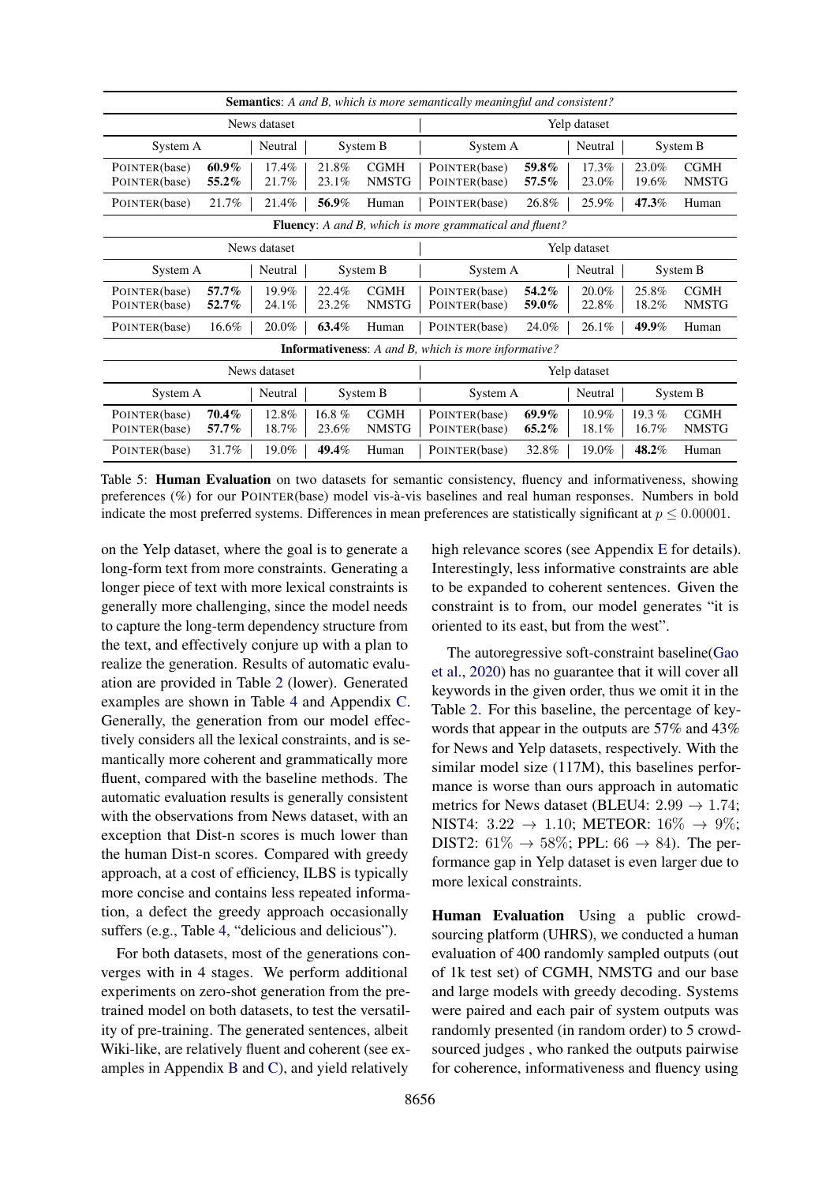| **Semantics**: *A and B, which is more semantically meaningful and consistent?* | | | | | | | | | |
|---|---|---|---|---|---|---|---|---|---|
| News dataset | | | | | Yelp dataset | | | | |
| System A | | Neutral | System B | | System A | | Neutral | System B | |
| POINTER(base) | **60.9%** | 17.4% | 21.8% | CGMH | POINTER(base) | **59.8%** | 17.3% | 23.0% | CGMH |
| POINTER(base) | **55.2%** | 21.7% | 23.1% | NMSTG | POINTER(base) | **57.5%** | 23.0% | 19.6% | NMSTG |
| POINTER(base) | 21.7% | 21.4% | **56.9%** | Human | POINTER(base) | 26.8% | 25.9% | **47.3%** | Human |
| **Fluency**: *A and B, which is more grammatical and fluent?* | | | | | | | | | |
| News dataset | | | | | Yelp dataset | | | | |
| System A | | Neutral | System B | | System A | | Neutral | System B | |
| POINTER(base) | **57.7%** | 19.9% | 22.4% | CGMH | POINTER(base) | **54.2%** | 20.0% | 25.8% | CGMH |
| POINTER(base) | **52.7%** | 24.1% | 23.2% | NMSTG | POINTER(base) | **59.0%** | 22.8% | 18.2% | NMSTG |
| POINTER(base) | 16.6% | 20.0% | **63.4%** | Human | POINTER(base) | 24.0% | 26.1% | **49.9%** | Human |
| **Informativeness**: *A and B, which is more informative?* | | | | | | | | | |
| News dataset | | | | | Yelp dataset | | | | |
| System A | | Neutral | System B | | System A | | Neutral | System B | |
| POINTER(base) | **70.4%** | 12.8% | 16.8 % | CGMH | POINTER(base) | **69.9%** | 10.9% | 19.3 % | CGMH |
| POINTER(base) | **57.7%** | 18.7% | 23.6% | NMSTG | POINTER(base) | **65.2%** | 18.1% | 16.7% | NMSTG |
| POINTER(base) | 31.7% | 19.0% | **49.4%** | Human | POINTER(base) | 32.8% | 19.0% | **48.2%** | Human |

Table 5: **Human Evaluation** on two datasets for semantic consistency, fluency and informativeness, showing preferences (%) for our POINTER(base) model vis-à-vis baselines and real human responses. Numbers in bold indicate the most preferred systems. Differences in mean preferences are statistically significant at $p \leq 0.00001$.

on the Yelp dataset, where the goal is to generate a long-form text from more constraints. Generating a longer piece of text with more lexical constraints is generally more challenging, since the model needs to capture the long-term dependency structure from the text, and effectively conjure up with a plan to realize the generation. Results of automatic evaluation are provided in Table 2 (lower). Generated examples are shown in Table 4 and Appendix C. Generally, the generation from our model effectively considers all the lexical constraints, and is semantically more coherent and grammatically more fluent, compared with the baseline methods. The automatic evaluation results is generally consistent with the observations from News dataset, with an exception that Dist-n scores is much lower than the human Dist-n scores. Compared with greedy approach, at a cost of efficiency, ILBS is typically more concise and contains less repeated information, a defect the greedy approach occasionally suffers (e.g., Table 4, "delicious and delicious").

For both datasets, most of the generations converges with in 4 stages. We perform additional experiments on zero-shot generation from the pre-trained model on both datasets, to test the versatility of pre-training. The generated sentences, albeit Wiki-like, are relatively fluent and coherent (see examples in Appendix B and C), and yield relatively high relevance scores (see Appendix E for details). Interestingly, less informative constraints are able to be expanded to coherent sentences. Given the constraint is to from, our model generates "it is oriented to its east, but from the west".

The autoregressive soft-constraint baseline(Gao et al., 2020) has no guarantee that it will cover all keywords in the given order, thus we omit it in the Table 2. For this baseline, the percentage of keywords that appear in the outputs are 57% and 43% for News and Yelp datasets, respectively. With the similar model size (117M), this baselines performance is worse than ours approach in automatic metrics for News dataset (BLEU4: $2.99 \rightarrow 1.74$; NIST4: $3.22 \rightarrow 1.10$; METEOR: $16\% \rightarrow 9\%$; DIST2: $61\% \rightarrow 58\%$; PPL: $66 \rightarrow 84$). The performance gap in Yelp dataset is even larger due to more lexical constraints.

**Human Evaluation** Using a public crowd-sourcing platform (UHRS), we conducted a human evaluation of 400 randomly sampled outputs (out of 1k test set) of CGMH, NMSTG and our base and large models with greedy decoding. Systems were paired and each pair of system outputs was randomly presented (in random order) to 5 crowd-sourced judges , who ranked the outputs pairwise for coherence, informativeness and fluency using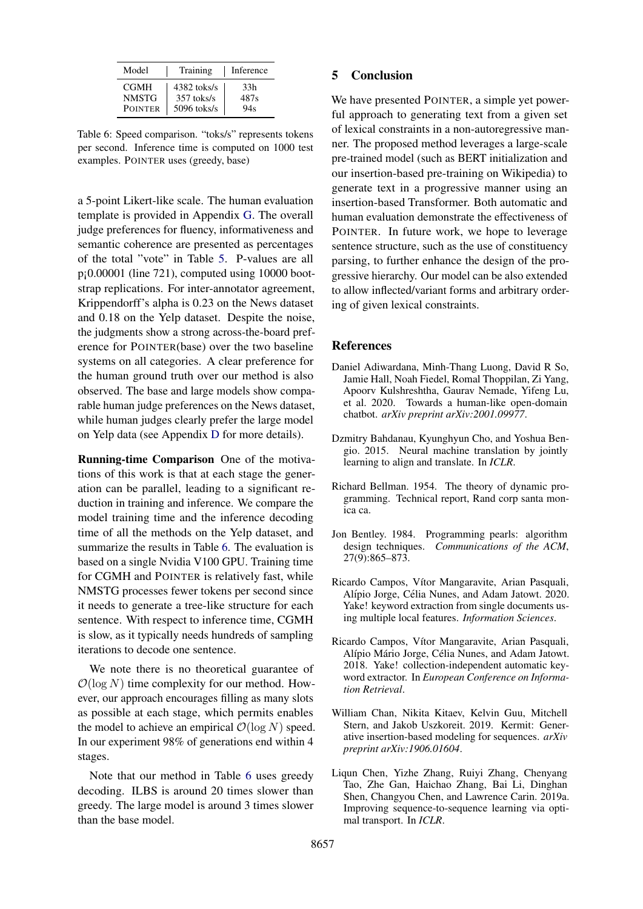| Model | Training | Inference |
|---|---|---|
| CGMH | 4382 toks/s | 33h |
| NMSTG | 357 toks/s | 487s |
| POINTER | 5096 toks/s | 94s |

Table 6: Speed comparison. "toks/s" represents tokens per second. Inference time is computed on 1000 test examples. POINTER uses (greedy, base)

a 5-point Likert-like scale. The human evaluation template is provided in Appendix G. The overall judge preferences for fluency, informativeness and semantic coherence are presented as percentages of the total "vote" in Table 5. P-values are all p¡0.00001 (line 721), computed using 10000 bootstrap replications. For inter-annotator agreement, Krippendorff's alpha is 0.23 on the News dataset and 0.18 on the Yelp dataset. Despite the noise, the judgments show a strong across-the-board preference for POINTER(base) over the two baseline systems on all categories. A clear preference for the human ground truth over our method is also observed. The base and large models show comparable human judge preferences on the News dataset, while human judges clearly prefer the large model on Yelp data (see Appendix D for more details).

**Running-time Comparison** One of the motivations of this work is that at each stage the generation can be parallel, leading to a significant reduction in training and inference. We compare the model training time and the inference decoding time of all the methods on the Yelp dataset, and summarize the results in Table 6. The evaluation is based on a single Nvidia V100 GPU. Training time for CGMH and POINTER is relatively fast, while NMSTG processes fewer tokens per second since it needs to generate a tree-like structure for each sentence. With respect to inference time, CGMH is slow, as it typically needs hundreds of sampling iterations to decode one sentence.

We note there is no theoretical guarantee of $\mathcal{O}(\log N)$ time complexity for our method. However, our approach encourages filling as many slots as possible at each stage, which permits enables the model to achieve an empirical $\mathcal{O}(\log N)$ speed. In our experiment 98% of generations end within 4 stages.

Note that our method in Table 6 uses greedy decoding. ILBS is around 20 times slower than greedy. The large model is around 3 times slower than the base model.

## 5 Conclusion

We have presented POINTER, a simple yet powerful approach to generating text from a given set of lexical constraints in a non-autoregressive manner. The proposed method leverages a large-scale pre-trained model (such as BERT initialization and our insertion-based pre-training on Wikipedia) to generate text in a progressive manner using an insertion-based Transformer. Both automatic and human evaluation demonstrate the effectiveness of POINTER. In future work, we hope to leverage sentence structure, such as the use of constituency parsing, to further enhance the design of the progressive hierarchy. Our model can be also extended to allow inflected/variant forms and arbitrary ordering of given lexical constraints.

## References

Daniel Adiwardana, Minh-Thang Luong, David R So, Jamie Hall, Noah Fiedel, Romal Thoppilan, Zi Yang, Apoorv Kulshreshtha, Gaurav Nemade, Yifeng Lu, et al. 2020. Towards a human-like open-domain chatbot. *arXiv preprint arXiv:2001.09977*.

Dzmitry Bahdanau, Kyunghyun Cho, and Yoshua Bengio. 2015. Neural machine translation by jointly learning to align and translate. In *ICLR*.

Richard Bellman. 1954. The theory of dynamic programming. Technical report, Rand corp santa monica ca.

Jon Bentley. 1984. Programming pearls: algorithm design techniques. *Communications of the ACM*, 27(9):865–873.

Ricardo Campos, Vítor Mangaravite, Arian Pasquali, Alípio Jorge, Célia Nunes, and Adam Jatowt. 2020. Yake! keyword extraction from single documents using multiple local features. *Information Sciences*.

Ricardo Campos, Vítor Mangaravite, Arian Pasquali, Alípio Mário Jorge, Célia Nunes, and Adam Jatowt. 2018. Yake! collection-independent automatic keyword extractor. In *European Conference on Information Retrieval*.

William Chan, Nikita Kitaev, Kelvin Guu, Mitchell Stern, and Jakob Uszkoreit. 2019. Kermit: Generative insertion-based modeling for sequences. *arXiv preprint arXiv:1906.01604*.

Liqun Chen, Yizhe Zhang, Ruiyi Zhang, Chenyang Tao, Zhe Gan, Haichao Zhang, Bai Li, Dinghan Shen, Changyou Chen, and Lawrence Carin. 2019a. Improving sequence-to-sequence learning via optimal transport. In *ICLR*.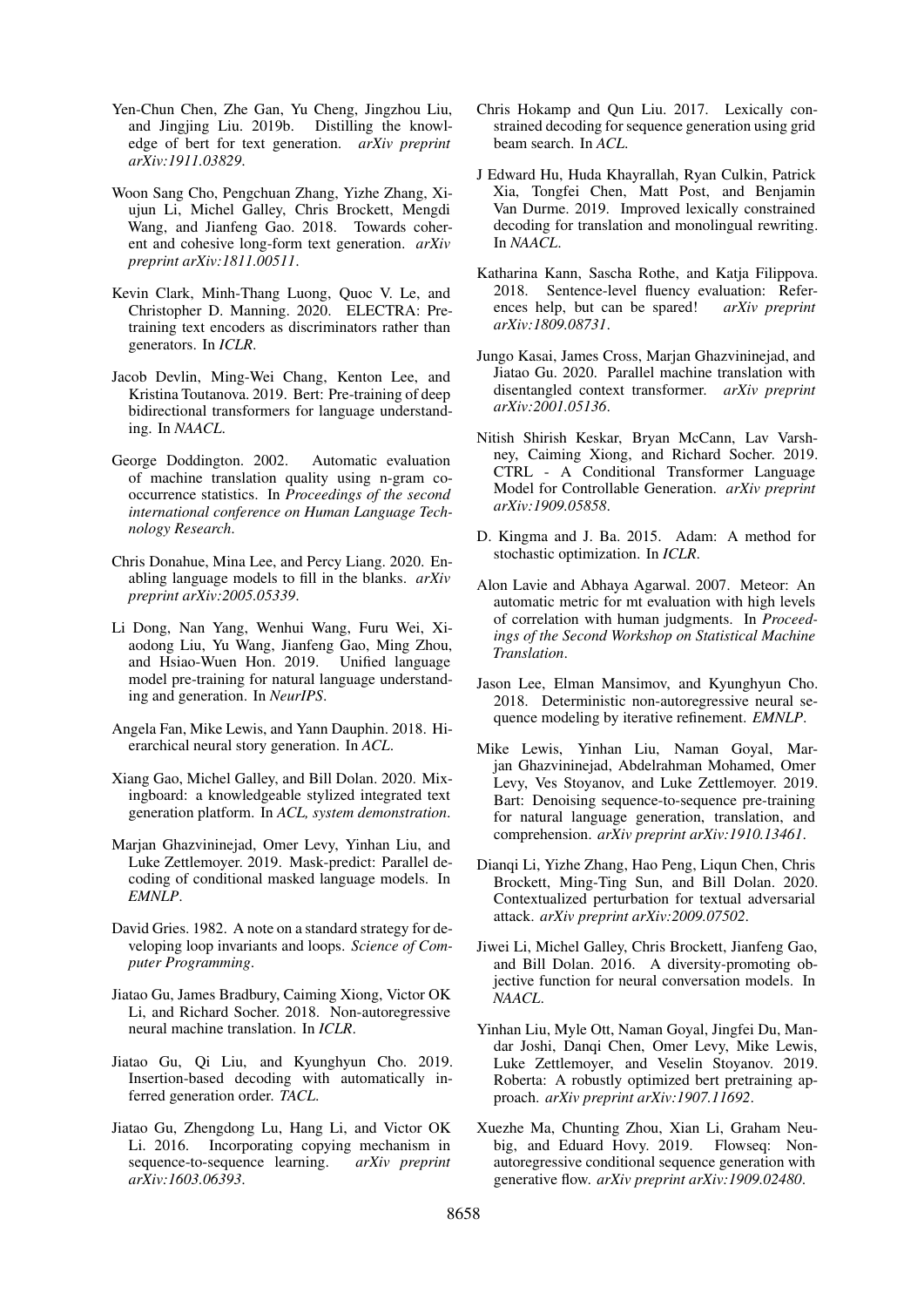Yen-Chun Chen, Zhe Gan, Yu Cheng, Jingzhou Liu, and Jingjing Liu. 2019b. Distilling the knowledge of bert for text generation. *arXiv preprint arXiv:1911.03829*.

Woon Sang Cho, Pengchuan Zhang, Yizhe Zhang, Xiujun Li, Michel Galley, Chris Brockett, Mengdi Wang, and Jianfeng Gao. 2018. Towards coherent and cohesive long-form text generation. *arXiv preprint arXiv:1811.00511*.

Kevin Clark, Minh-Thang Luong, Quoc V. Le, and Christopher D. Manning. 2020. ELECTRA: Pre-training text encoders as discriminators rather than generators. In *ICLR*.

Jacob Devlin, Ming-Wei Chang, Kenton Lee, and Kristina Toutanova. 2019. Bert: Pre-training of deep bidirectional transformers for language understanding. In *NAACL*.

George Doddington. 2002. Automatic evaluation of machine translation quality using n-gram co-occurrence statistics. In *Proceedings of the second international conference on Human Language Technology Research*.

Chris Donahue, Mina Lee, and Percy Liang. 2020. Enabling language models to fill in the blanks. *arXiv preprint arXiv:2005.05339*.

Li Dong, Nan Yang, Wenhui Wang, Furu Wei, Xiaodong Liu, Yu Wang, Jianfeng Gao, Ming Zhou, and Hsiao-Wuen Hon. 2019. Unified language model pre-training for natural language understanding and generation. In *NeurIPS*.

Angela Fan, Mike Lewis, and Yann Dauphin. 2018. Hierarchical neural story generation. In *ACL*.

Xiang Gao, Michel Galley, and Bill Dolan. 2020. Mixingboard: a knowledgeable stylized integrated text generation platform. In *ACL, system demonstration*.

Marjan Ghazvininejad, Omer Levy, Yinhan Liu, and Luke Zettlemoyer. 2019. Mask-predict: Parallel decoding of conditional masked language models. In *EMNLP*.

David Gries. 1982. A note on a standard strategy for developing loop invariants and loops. *Science of Computer Programming*.

Jiatao Gu, James Bradbury, Caiming Xiong, Victor OK Li, and Richard Socher. 2018. Non-autoregressive neural machine translation. In *ICLR*.

Jiatao Gu, Qi Liu, and Kyunghyun Cho. 2019. Insertion-based decoding with automatically inferred generation order. *TACL*.

Jiatao Gu, Zhengdong Lu, Hang Li, and Victor OK Li. 2016. Incorporating copying mechanism in sequence-to-sequence learning. *arXiv preprint arXiv:1603.06393*.

Chris Hokamp and Qun Liu. 2017. Lexically constrained decoding for sequence generation using grid beam search. In *ACL*.

J Edward Hu, Huda Khayrallah, Ryan Culkin, Patrick Xia, Tongfei Chen, Matt Post, and Benjamin Van Durme. 2019. Improved lexically constrained decoding for translation and monolingual rewriting. In *NAACL*.

Katharina Kann, Sascha Rothe, and Katja Filippova. 2018. Sentence-level fluency evaluation: References help, but can be spared! *arXiv preprint arXiv:1809.08731*.

Jungo Kasai, James Cross, Marjan Ghazvininejad, and Jiatao Gu. 2020. Parallel machine translation with disentangled context transformer. *arXiv preprint arXiv:2001.05136*.

Nitish Shirish Keskar, Bryan McCann, Lav Varshney, Caiming Xiong, and Richard Socher. 2019. CTRL - A Conditional Transformer Language Model for Controllable Generation. *arXiv preprint arXiv:1909.05858*.

D. Kingma and J. Ba. 2015. Adam: A method for stochastic optimization. In *ICLR*.

Alon Lavie and Abhaya Agarwal. 2007. Meteor: An automatic metric for mt evaluation with high levels of correlation with human judgments. In *Proceedings of the Second Workshop on Statistical Machine Translation*.

Jason Lee, Elman Mansimov, and Kyunghyun Cho. 2018. Deterministic non-autoregressive neural sequence modeling by iterative refinement. *EMNLP*.

Mike Lewis, Yinhan Liu, Naman Goyal, Marjan Ghazvininejad, Abdelrahman Mohamed, Omer Levy, Ves Stoyanov, and Luke Zettlemoyer. 2019. Bart: Denoising sequence-to-sequence pre-training for natural language generation, translation, and comprehension. *arXiv preprint arXiv:1910.13461*.

Dianqi Li, Yizhe Zhang, Hao Peng, Liqun Chen, Chris Brockett, Ming-Ting Sun, and Bill Dolan. 2020. Contextualized perturbation for textual adversarial attack. *arXiv preprint arXiv:2009.07502*.

Jiwei Li, Michel Galley, Chris Brockett, Jianfeng Gao, and Bill Dolan. 2016. A diversity-promoting objective function for neural conversation models. In *NAACL*.

Yinhan Liu, Myle Ott, Naman Goyal, Jingfei Du, Mandar Joshi, Danqi Chen, Omer Levy, Mike Lewis, Luke Zettlemoyer, and Veselin Stoyanov. 2019. Roberta: A robustly optimized bert pretraining approach. *arXiv preprint arXiv:1907.11692*.

Xuezhe Ma, Chunting Zhou, Xian Li, Graham Neubig, and Eduard Hovy. 2019. Flowseq: Non-autoregressive conditional sequence generation with generative flow. *arXiv preprint arXiv:1909.02480*.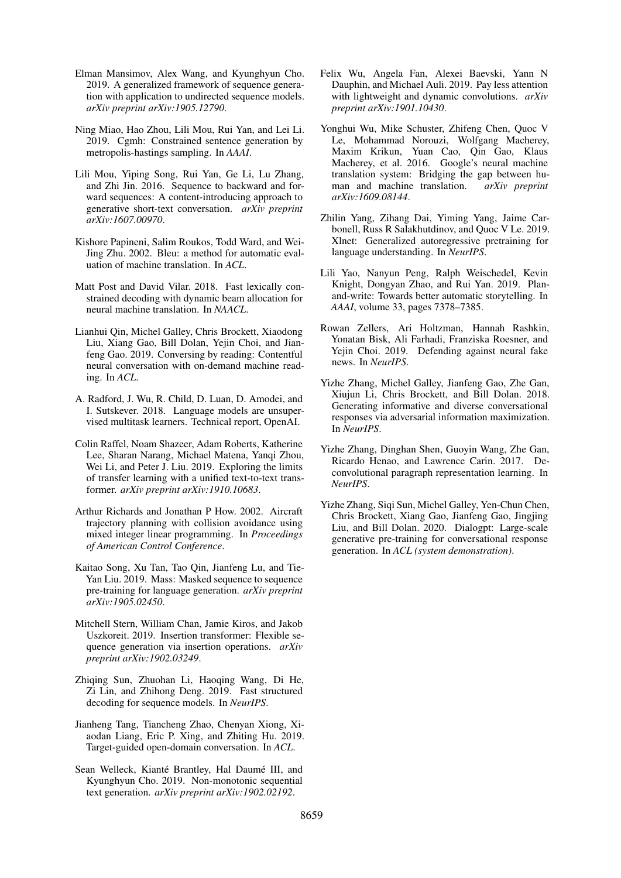Elman Mansimov, Alex Wang, and Kyunghyun Cho. 2019. A generalized framework of sequence generation with application to undirected sequence models. *arXiv preprint arXiv:1905.12790*.

Ning Miao, Hao Zhou, Lili Mou, Rui Yan, and Lei Li. 2019. Cgmh: Constrained sentence generation by metropolis-hastings sampling. In *AAAI*.

Lili Mou, Yiping Song, Rui Yan, Ge Li, Lu Zhang, and Zhi Jin. 2016. Sequence to backward and forward sequences: A content-introducing approach to generative short-text conversation. *arXiv preprint arXiv:1607.00970*.

Kishore Papineni, Salim Roukos, Todd Ward, and Wei-Jing Zhu. 2002. Bleu: a method for automatic evaluation of machine translation. In *ACL*.

Matt Post and David Vilar. 2018. Fast lexically constrained decoding with dynamic beam allocation for neural machine translation. In *NAACL*.

Lianhui Qin, Michel Galley, Chris Brockett, Xiaodong Liu, Xiang Gao, Bill Dolan, Yejin Choi, and Jianfeng Gao. 2019. Conversing by reading: Contentful neural conversation with on-demand machine reading. In *ACL*.

A. Radford, J. Wu, R. Child, D. Luan, D. Amodei, and I. Sutskever. 2018. Language models are unsupervised multitask learners. Technical report, OpenAI.

Colin Raffel, Noam Shazeer, Adam Roberts, Katherine Lee, Sharan Narang, Michael Matena, Yanqi Zhou, Wei Li, and Peter J. Liu. 2019. Exploring the limits of transfer learning with a unified text-to-text transformer. *arXiv preprint arXiv:1910.10683*.

Arthur Richards and Jonathan P How. 2002. Aircraft trajectory planning with collision avoidance using mixed integer linear programming. In *Proceedings of American Control Conference*.

Kaitao Song, Xu Tan, Tao Qin, Jianfeng Lu, and Tie-Yan Liu. 2019. Mass: Masked sequence to sequence pre-training for language generation. *arXiv preprint arXiv:1905.02450*.

Mitchell Stern, William Chan, Jamie Kiros, and Jakob Uszkoreit. 2019. Insertion transformer: Flexible sequence generation via insertion operations. *arXiv preprint arXiv:1902.03249*.

Zhiqing Sun, Zhuohan Li, Haoqing Wang, Di He, Zi Lin, and Zhihong Deng. 2019. Fast structured decoding for sequence models. In *NeurIPS*.

Jianheng Tang, Tiancheng Zhao, Chenyan Xiong, Xiaodan Liang, Eric P. Xing, and Zhiting Hu. 2019. Target-guided open-domain conversation. In *ACL*.

Sean Welleck, Kianté Brantley, Hal Daumé III, and Kyunghyun Cho. 2019. Non-monotonic sequential text generation. *arXiv preprint arXiv:1902.02192*.

Felix Wu, Angela Fan, Alexei Baevski, Yann N Dauphin, and Michael Auli. 2019. Pay less attention with lightweight and dynamic convolutions. *arXiv preprint arXiv:1901.10430*.

Yonghui Wu, Mike Schuster, Zhifeng Chen, Quoc V Le, Mohammad Norouzi, Wolfgang Macherey, Maxim Krikun, Yuan Cao, Qin Gao, Klaus Macherey, et al. 2016. Google's neural machine translation system: Bridging the gap between human and machine translation. *arXiv preprint arXiv:1609.08144*.

Zhilin Yang, Zihang Dai, Yiming Yang, Jaime Carbonell, Russ R Salakhutdinov, and Quoc V Le. 2019. Xlnet: Generalized autoregressive pretraining for language understanding. In *NeurIPS*.

Lili Yao, Nanyun Peng, Ralph Weischedel, Kevin Knight, Dongyan Zhao, and Rui Yan. 2019. Plan-and-write: Towards better automatic storytelling. In *AAAI*, volume 33, pages 7378–7385.

Rowan Zellers, Ari Holtzman, Hannah Rashkin, Yonatan Bisk, Ali Farhadi, Franziska Roesner, and Yejin Choi. 2019. Defending against neural fake news. In *NeurIPS*.

Yizhe Zhang, Michel Galley, Jianfeng Gao, Zhe Gan, Xiujun Li, Chris Brockett, and Bill Dolan. 2018. Generating informative and diverse conversational responses via adversarial information maximization. In *NeurIPS*.

Yizhe Zhang, Dinghan Shen, Guoyin Wang, Zhe Gan, Ricardo Henao, and Lawrence Carin. 2017. Deconvolutional paragraph representation learning. In *NeurIPS*.

Yizhe Zhang, Siqi Sun, Michel Galley, Yen-Chun Chen, Chris Brockett, Xiang Gao, Jianfeng Gao, Jingjing Liu, and Bill Dolan. 2020. Dialogpt: Large-scale generative pre-training for conversational response generation. In *ACL (system demonstration)*.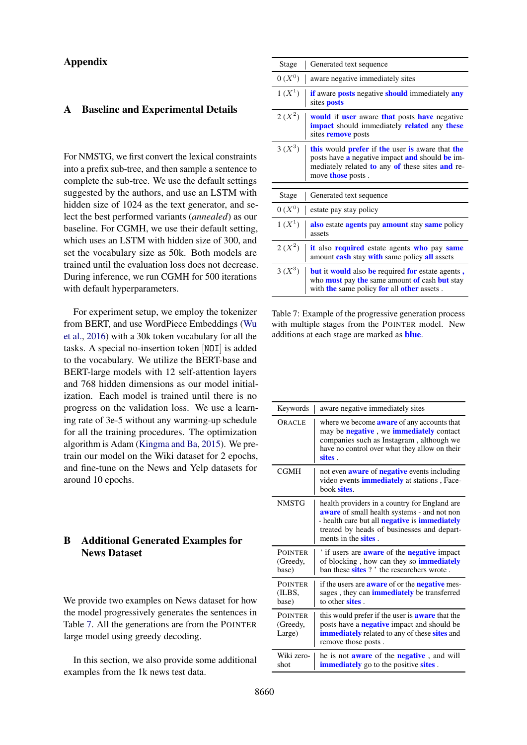# Appendix

## A Baseline and Experimental Details

For NMSTG, we first convert the lexical constraints into a prefix sub-tree, and then sample a sentence to complete the sub-tree. We use the default settings suggested by the authors, and use an LSTM with hidden size of 1024 as the text generator, and select the best performed variants (*annealed*) as our baseline. For CGMH, we use their default setting, which uses an LSTM with hidden size of 300, and set the vocabulary size as 50k. Both models are trained until the evaluation loss does not decrease. During inference, we run CGMH for 500 iterations with default hyperparameters.

For experiment setup, we employ the tokenizer from BERT, and use WordPiece Embeddings (Wu et al., 2016) with a 30k token vocabulary for all the tasks. A special no-insertion token [NOI] is added to the vocabulary. We utilize the BERT-base and BERT-large models with 12 self-attention layers and 768 hidden dimensions as our model initialization. Each model is trained until there is no progress on the validation loss. We use a learning rate of 3e-5 without any warming-up schedule for all the training procedures. The optimization algorithm is Adam (Kingma and Ba, 2015). We pretrain our model on the Wiki dataset for 2 epochs, and fine-tune on the News and Yelp datasets for around 10 epochs.

## B Additional Generated Examples for News Dataset

We provide two examples on News dataset for how the model progressively generates the sentences in Table 7. All the generations are from the POINTER large model using greedy decoding.

In this section, we also provide some additional examples from the 1k news test data.

| Stage | Generated text sequence |
|---|---|
| 0 ($X^0$) | aware negative immediately sites |
| 1 ($X^1$) | **if** aware **posts** negative **should** immediately **any** sites **posts** |
| 2 ($X^2$) | **would** if **user** aware **that** posts **have** negative **impact** should immediately **related** any **these** sites **remove** posts |
| 3 ($X^3$) | **this** would **prefer** if **the** user **is** aware that **the** posts have **a** negative impact **and** should **be** immediately related **to** any **of** these sites **and** remove **those** posts . |

| Stage | Generated text sequence |
|---|---|
| 0 ($X^0$) | estate pay stay policy |
| 1 ($X^1$) | **also** estate **agents** pay **amount** stay **same** policy assets |
| 2 ($X^2$) | **it** also **required** estate agents **who** pay **same** amount **cash** stay **with** same policy **all** assets |
| 3 ($X^3$) | **but** it **would** also **be** required **for** estate agents **,** who **must** pay **the** same amount **of** cash **but** stay with **the** same policy **for** all **other** assets . |

Table 7: Example of the progressive generation process with multiple stages from the POINTER model. New additions at each stage are marked as **blue**.

| Keywords | aware negative immediately sites |
|---|---|
| ORACLE | where we become **aware** of any accounts that may be **negative** , we **immediately** contact companies such as Instagram , although we have no control over what they allow on their **sites** . |
| CGMH | not even **aware** of **negative** events including video events **immediately** at stations , Facebook **sites**. |
| NMSTG | health providers in a country for England are **aware** of small health systems - and not non - health care but all **negative** is **immediately** treated by heads of businesses and departments in the **sites** . |
| POINTER (Greedy, base) | ‘ if users are **aware** of the **negative** impact of blocking , how can they so **immediately** ban these **sites** ? ’ the researchers wrote . |
| POINTER (ILBS, base) | if the users are **aware** of or the **negative** messages , they can **immediately** be transferred to other **sites** . |
| POINTER (Greedy, Large) | this would prefer if the user is **aware** that the posts have a **negative** impact and should be **immediately** related to any of these **sites** and remove those posts . |
| Wiki zero-shot | he is not **aware** of the **negative** , and will **immediately** go to the positive **sites** . |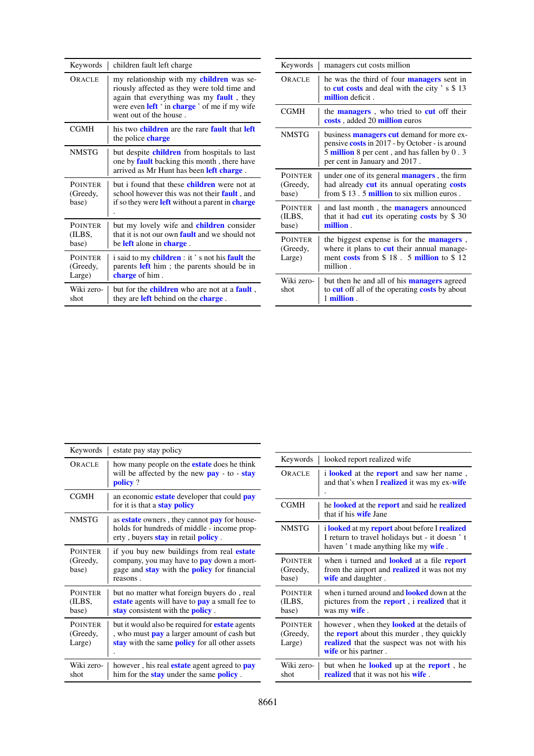| Keywords | children fault left charge |
|---|---|
| ORACLE | my relationship with my **children** was seriously affected as they were told time and again that everything was my **fault** , they were even **left** ' in **charge** ' of me if my wife went out of the house . |
| CGMH | his two **children** are the rare **fault** that **left** the police **charge** |
| NMSTG | but despite **children** from hospitals to last one by **fault** backing this month , there have arrived as Mr Hunt has been **left** **charge** . |
| POINTER (Greedy, base) | but i found that these **children** were not at school however this was not their **fault** , and if so they were **left** without a parent in **charge** . |
| POINTER (ILBS, base) | but my lovely wife and **children** consider that it is not our own **fault** and we should not be **left** alone in **charge** . |
| POINTER (Greedy, Large) | i said to my **children** : it ' s not his **fault** the parents **left** him ; the parents should be in **charge** of him . |
| Wiki zero-shot | but for the **children** who are not at a **fault** , they are **left** behind on the **charge** . |

| Keywords | managers cut costs million |
|---|---|
| ORACLE | he was the third of four **managers** sent in to **cut** **costs** and deal with the city ' s $ 13 **million** deficit . |
| CGMH | the **managers** , who tried to **cut** off their **costs** , added 20 **million** euros |
| NMSTG | business **managers** **cut** demand for more expensive **costs** in 2017 - by October - is around 5 **million** 8 per cent , and has fallen by 0 . 3 per cent in January and 2017 . |
| POINTER (Greedy, base) | under one of its general **managers** , the firm had already **cut** its annual operating **costs** from $ 13 . 5 **million** to six million euros . |
| POINTER (ILBS, base) | and last month , the **managers** announced that it had **cut** its operating **costs** by $ 30 **million** . |
| POINTER (Greedy, Large) | the biggest expense is for the **managers** , where it plans to **cut** their annual management **costs** from $ 18 . 5 **million** to $ 12 million . |
| Wiki zero-shot | but then he and all of his **managers** agreed to **cut** off all of the operating **costs** by about 1 **million** . |

| Keywords | estate pay stay policy |
|---|---|
| ORACLE | how many people on the **estate** does he think will be affected by the new **pay** - to - **stay** **policy** ? |
| CGMH | an economic **estate** developer that could **pay** for it is that a **stay** **policy** |
| NMSTG | as **estate** owners , they cannot **pay** for households for hundreds of middle - income property , buyers **stay** in retail **policy** . |
| POINTER (Greedy, base) | if you buy new buildings from real **estate** company, you may have to **pay** down a mortgage and **stay** with the **policy** for financial reasons . |
| POINTER (ILBS, base) | but no matter what foreign buyers do , real **estate** agents will have to **pay** a small fee to **stay** consistent with the **policy** . |
| POINTER (Greedy, Large) | but it would also be required for **estate** agents , who must **pay** a larger amount of cash but **stay** with the same **policy** for all other assets . |
| Wiki zero-shot | however , his real **estate** agent agreed to **pay** him for the **stay** under the same **policy** . |

| Keywords | looked report realized wife |
|---|---|
| ORACLE | i **looked** at the **report** and saw her name , and that's when I **realized** it was my ex-**wife** . |
| CGMH | he **looked** at the **report** and said he **realized** that if his **wife** Jane |
| NMSTG | i **looked** at my **report** about before I **realized** I return to travel holidays but - it doesn ' t haven ' t made anything like my **wife** . |
| POINTER (Greedy, base) | when i turned and **looked** at a file **report** from the airport and **realized** it was not my **wife** and daughter . |
| POINTER (ILBS, base) | when i turned around and **looked** down at the pictures from the **report** , i **realized** that it was my **wife** . |
| POINTER (Greedy, Large) | however , when they **looked** at the details of the **report** about this murder , they quickly **realized** that the suspect was not with his **wife** or his partner . |
| Wiki zero-shot | but when he **looked** up at the **report** , he **realized** that it was not his **wife** . |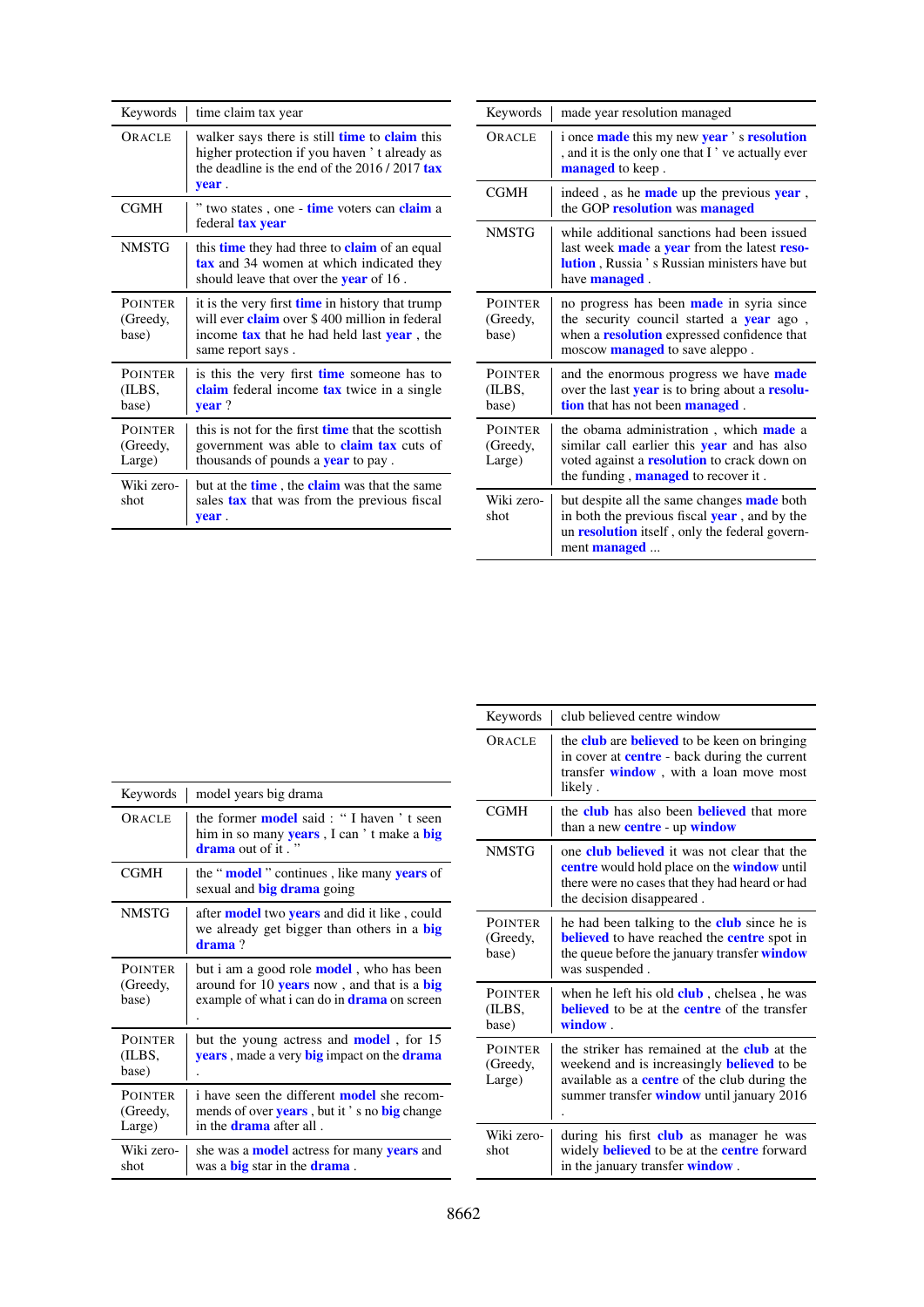| Keywords | time claim tax year |
|---|---|
| ORACLE | walker says there is still **time** to **claim** this higher protection if you haven ' t already as the deadline is the end of the 2016 / 2017 **tax year** . |
| CGMH | " two states , one - **time** voters can **claim** a federal **tax year** |
| NMSTG | this **time** they had three to **claim** of an equal **tax** and 34 women at which indicated they should leave that over the **year** of 16 . |
| POINTER (Greedy, base) | it is the very first **time** in history that trump will ever **claim** over $ 400 million in federal income **tax** that he had held last **year** , the same report says . |
| POINTER (ILBS, base) | is this the very first **time** someone has to **claim** federal income **tax** twice in a single **year** ? |
| POINTER (Greedy, Large) | this is not for the first **time** that the scottish government was able to **claim tax** cuts of thousands of pounds a **year** to pay . |
| Wiki zero-shot | but at the **time** , the **claim** was that the same sales **tax** that was from the previous fiscal **year** . |

| Keywords | made year resolution managed |
|---|---|
| ORACLE | i once **made** this my new **year** ' s **resolution** , and it is the only one that I ' ve actually ever **managed** to keep . |
| CGMH | indeed , as he **made** up the previous **year** , the GOP **resolution** was **managed** |
| NMSTG | while additional sanctions had been issued last week **made** a **year** from the latest **resolution** , Russia ' s Russian ministers have but have **managed** . |
| POINTER (Greedy, base) | no progress has been **made** in syria since the security council started a **year** ago , when a **resolution** expressed confidence that moscow **managed** to save aleppo . |
| POINTER (ILBS, base) | and the enormous progress we have **made** over the last **year** is to bring about a **resolution** that has not been **managed** . |
| POINTER (Greedy, Large) | the obama administration , which **made** a similar call earlier this **year** and has also voted against a **resolution** to crack down on the funding , **managed** to recover it . |
| Wiki zero-shot | but despite all the same changes **made** both in both the previous fiscal **year** , and by the un **resolution** itself , only the federal government **managed** ... |

| Keywords | model years big drama |
|---|---|
| ORACLE | the former **model** said : " I haven ' t seen him in so many **years** , I can ' t make a **big drama** out of it . " |
| CGMH | the " **model** " continues , like many **years** of sexual and **big drama** going |
| NMSTG | after **model** two **years** and did it like , could we already get bigger than others in a **big drama** ? |
| POINTER (Greedy, base) | but i am a good role **model** , who has been around for 10 **years** now , and that is a **big** example of what i can do in **drama** on screen . |
| POINTER (ILBS, base) | but the young actress and **model** , for 15 **years** , made a very **big** impact on the **drama** . |
| POINTER (Greedy, Large) | i have seen the different **model** she recommends of over **years** , but it ' s no **big** change in the **drama** after all . |
| Wiki zero-shot | she was a **model** actress for many **years** and was a **big** star in the **drama** . |

| Keywords | club believed centre window |
|---|---|
| ORACLE | the **club** are **believed** to be keen on bringing in cover at **centre** - back during the current transfer **window** , with a loan move most likely . |
| CGMH | the **club** has also been **believed** that more than a new **centre** - up **window** |
| NMSTG | one **club believed** it was not clear that the **centre** would hold place on the **window** until there were no cases that they had heard or had the decision disappeared . |
| POINTER (Greedy, base) | he had been talking to the **club** since he is **believed** to have reached the **centre** spot in the queue before the january transfer **window** was suspended . |
| POINTER (ILBS, base) | when he left his old **club** , chelsea , he was **believed** to be at the **centre** of the transfer **window** . |
| POINTER (Greedy, Large) | the striker has remained at the **club** at the weekend and is increasingly **believed** to be available as a **centre** of the club during the summer transfer **window** until january 2016 . |
| Wiki zero-shot | during his first **club** as manager he was widely **believed** to be at the **centre** forward in the january transfer **window** . |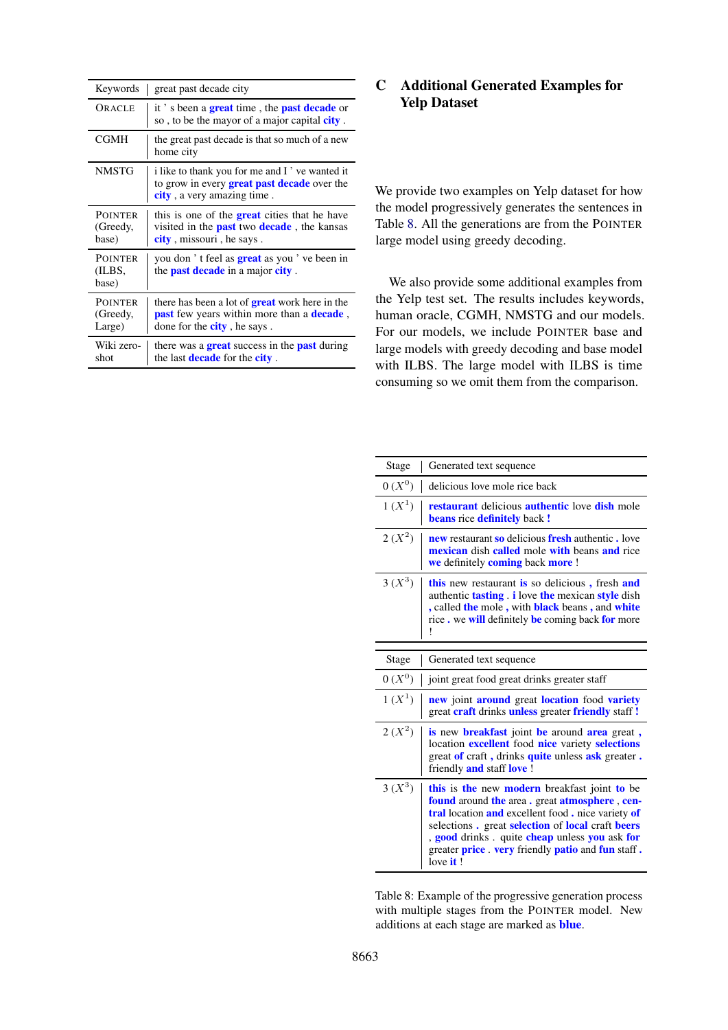| Keywords | great past decade city |
|---|---|
| ORACLE | it ' s been a **great** time , the **past decade** or so , to be the mayor of a major capital **city** . |
| CGMH | the great past decade is that so much of a new home city |
| NMSTG | i like to thank you for me and I ' ve wanted it to grow in every **great past decade** over the **city** , a very amazing time . |
| POINTER (Greedy, base) | this is one of the **great** cities that he have visited in the **past** two **decade** , the kansas **city** , missouri , he says . |
| POINTER (ILBS, base) | you don ' t feel as **great** as you ' ve been in the **past decade** in a major **city** . |
| POINTER (Greedy, Large) | there has been a lot of **great** work here in the **past** few years within more than a **decade** , done for the **city** , he says . |
| Wiki zero-shot | there was a **great** success in the **past** during the last **decade** for the **city** . |

## C Additional Generated Examples for Yelp Dataset

We provide two examples on Yelp dataset for how the model progressively generates the sentences in Table 8. All the generations are from the POINTER large model using greedy decoding.

We also provide some additional examples from the Yelp test set. The results includes keywords, human oracle, CGMH, NMSTG and our models. For our models, we include POINTER base and large models with greedy decoding and base model with ILBS. The large model with ILBS is time consuming so we omit them from the comparison.

| Stage | Generated text sequence |
|---|---|
| 0 ($X^0$) | delicious love mole rice back |
| 1 ($X^1$) | **restaurant** delicious **authentic** love **dish** mole **beans** rice **definitely** back **!** |
| 2 ($X^2$) | **new** restaurant **so** delicious **fresh** authentic **.** love **mexican** dish **called** mole **with** beans **and** rice **we** definitely **coming** back **more** ! |
| 3 ($X^3$) | **this** new restaurant **is** so delicious **,** fresh **and** authentic **tasting** . **i** love **the** mexican **style** dish **,** called **the** mole **,** with **black** beans **,** and **white** rice **.** we **will** definitely **be** coming back **for** more ! |

| Stage | Generated text sequence |
|---|---|
| 0 ($X^0$) | joint great food great drinks greater staff |
| 1 ($X^1$) | **new** joint **around** great **location** food **variety** great **craft** drinks **unless** greater **friendly** staff **!** |
| 2 ($X^2$) | **is** new **breakfast** joint **be** around **area** great **,** location **excellent** food **nice** variety **selections** great **of** craft **,** drinks **quite** unless **ask** greater **.** friendly **and** staff **love** ! |
| 3 ($X^3$) | **this** is **the** new **modern** breakfast joint **to** be **found** around **the** area **.** great **atmosphere** , **central** location **and** excellent food **.** nice variety **of** selections **.** great **selection** of **local** craft **beers** , **good** drinks . quite **cheap** unless **you** ask **for** greater **price** . **very** friendly **patio** and **fun** staff **.** love **it** ! |

Table 8: Example of the progressive generation process with multiple stages from the POINTER model. New additions at each stage are marked as **blue**.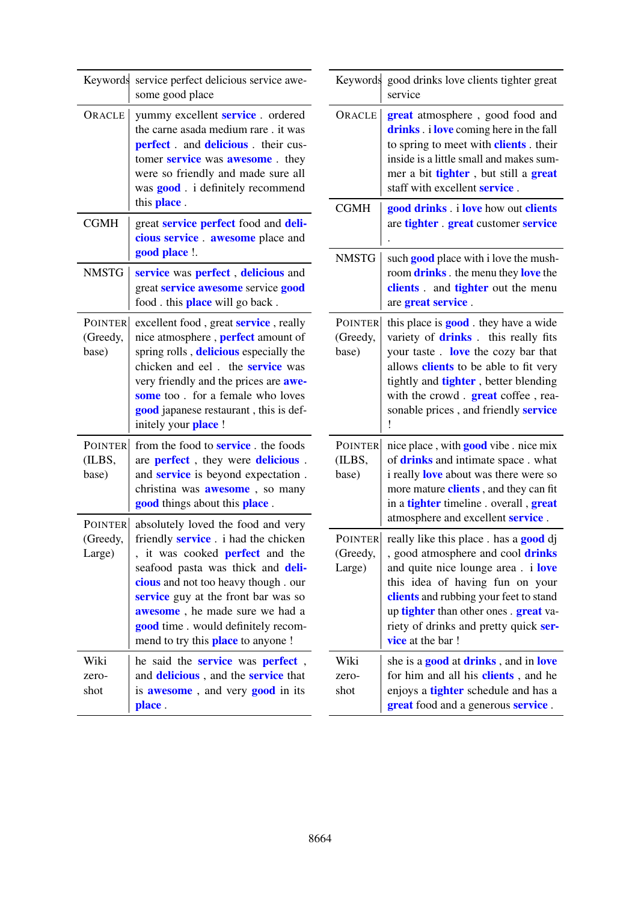| Keywords | service perfect delicious service awesome good place |
| --- | --- |
| ORACLE | yummy excellent **service** . ordered the carne asada medium rare . it was **perfect** . and **delicious** . their customer **service** was **awesome** . they were so friendly and made sure all was **good** . i definitely recommend this **place** . |
| CGMH | great **service perfect** food and **delicious service** . **awesome** place and **good place** !. |
| NMSTG | **service** was **perfect** , **delicious** and great **service awesome** service **good** food . this **place** will go back . |
| POINTER (Greedy, base) | excellent food , great **service** , really nice atmosphere , **perfect** amount of spring rolls , **delicious** especially the chicken and eel . the **service** was very friendly and the prices are **awesome** too . for a female who loves **good** japanese restaurant , this is definitely your **place** ! |
| POINTER (ILBS, base) | from the food to **service** . the foods are **perfect** , they were **delicious** . and **service** is beyond expectation . christina was **awesome** , so many **good** things about this **place** . |
| POINTER (Greedy, Large) | absolutely loved the food and very friendly **service** . i had the chicken , it was cooked **perfect** and the seafood pasta was thick and **delicious** and not too heavy though . our **service** guy at the front bar was so **awesome** , he made sure we had a **good** time . would definitely recommend to try this **place** to anyone ! |
| Wiki zero-shot | he said the **service** was **perfect** , and **delicious** , and the **service** that is **awesome** , and very **good** in its **place** . |

| Keywords | good drinks love clients tighter great service |
| --- | --- |
| ORACLE | **great** atmosphere , good food and **drinks** . i **love** coming here in the fall to spring to meet with **clients** . their inside is a little small and makes summer a bit **tighter** , but still a **great** staff with excellent **service** . |
| CGMH | **good drinks** . i **love** how out **clients** are **tighter** . **great** customer **service** . |
| NMSTG | such **good** place with i love the mushroom **drinks** . the menu they **love** the **clients** . and **tighter** out the menu are **great service** . |
| POINTER (Greedy, base) | this place is **good** . they have a wide variety of **drinks** . this really fits your taste . **love** the cozy bar that allows **clients** to be able to fit very tightly and **tighter** , better blending with the crowd . **great** coffee , reasonable prices , and friendly **service** ! |
| POINTER (ILBS, base) | nice place , with **good** vibe . nice mix of **drinks** and intimate space . what i really **love** about was there were so more mature **clients** , and they can fit in a **tighter** timeline . overall , **great** atmosphere and excellent **service** . |
| POINTER (Greedy, Large) | really like this place . has a **good** dj , good atmosphere and cool **drinks** and quite nice lounge area . i **love** this idea of having fun on your **clients** and rubbing your feet to stand up **tighter** than other ones . **great** variety of drinks and pretty quick **service** at the bar ! |
| Wiki zero-shot | she is a **good** at **drinks** , and in **love** for him and all his **clients** , and he enjoys a **tighter** schedule and has a **great** food and a generous **service** . |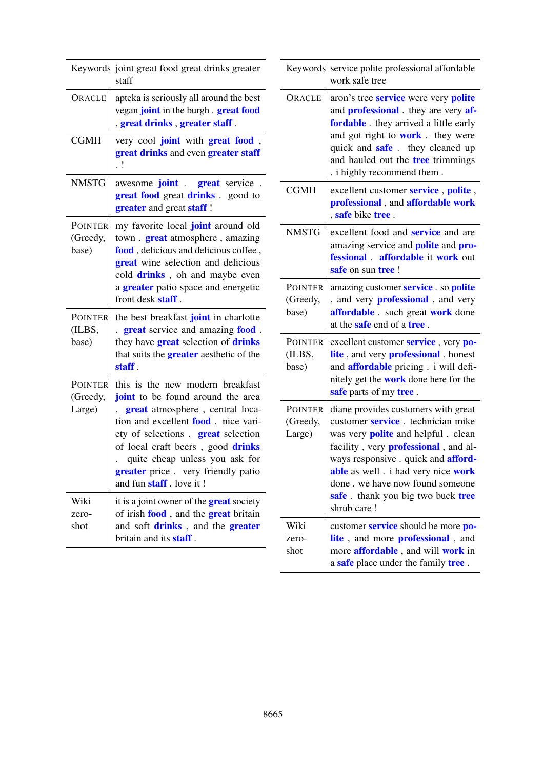| Keywords | joint great food great drinks greater staff |
|---|---|
| ORACLE | apteka is seriously all around the best vegan **joint** in the burgh . **great food** , **great drinks** , **greater staff** . |
| CGMH | very cool **joint** with **great food** , **great drinks** and even **greater staff** . ! |
| NMSTG | awesome **joint** . **great** service . **great food** great **drinks** . good to **greater** and great **staff** ! |
| POINTER (Greedy, base) | my favorite local **joint** around old town . **great** atmosphere , amazing **food** , delicious and delicious coffee , **great** wine selection and delicious cold **drinks** , oh and maybe even a **greater** patio space and energetic front desk **staff** . |
| POINTER (ILBS, base) | the best breakfast **joint** in charlotte . **great** service and amazing **food** . they have **great** selection of **drinks** that suits the **greater** aesthetic of the **staff** . |
| POINTER (Greedy, Large) | this is the new modern breakfast **joint** to be found around the area . **great** atmosphere , central location and excellent **food** . nice variety of selections . **great** selection of local craft beers , good **drinks** . quite cheap unless you ask for **greater** price . very friendly patio and fun **staff** . love it ! |
| Wiki zero-shot | it is a joint owner of the **great** society of irish **food** , and the **great** britain and soft **drinks** , and the **greater** britain and its **staff** . |

| Keywords | service polite professional affordable work safe tree |
|---|---|
| ORACLE | aron's tree **service** were very **polite** and **professional** . they are very **affordable** . they arrived a little early and got right to **work** . they were quick and **safe** . they cleaned up and hauled out the **tree** trimmings . i highly recommend them . |
| CGMH | excellent customer **service** , **polite** , **professional** , and **affordable work** , **safe** bike **tree** . |
| NMSTG | excellent food and **service** and are amazing service and **polite** and **professional** . **affordable** it **work** out **safe** on sun **tree** ! |
| POINTER (Greedy, base) | amazing customer **service** . so **polite** , and very **professional** , and very **affordable** . such great **work** done at the **safe** end of a **tree** . |
| POINTER (ILBS, base) | excellent customer **service** , very **polite** , and very **professional** . honest and **affordable** pricing . i will definitely get the **work** done here for the **safe** parts of my **tree** . |
| POINTER (Greedy, Large) | diane provides customers with great customer **service** . technician mike was very **polite** and helpful . clean facility , very **professional** , and always responsive . quick and **affordable** as well . i had very nice **work** done . we have now found someone **safe** . thank you big two buck **tree** shrub care ! |
| Wiki zero-shot | customer **service** should be more **polite** , and more **professional** , and more **affordable** , and will **work** in a **safe** place under the family **tree** . |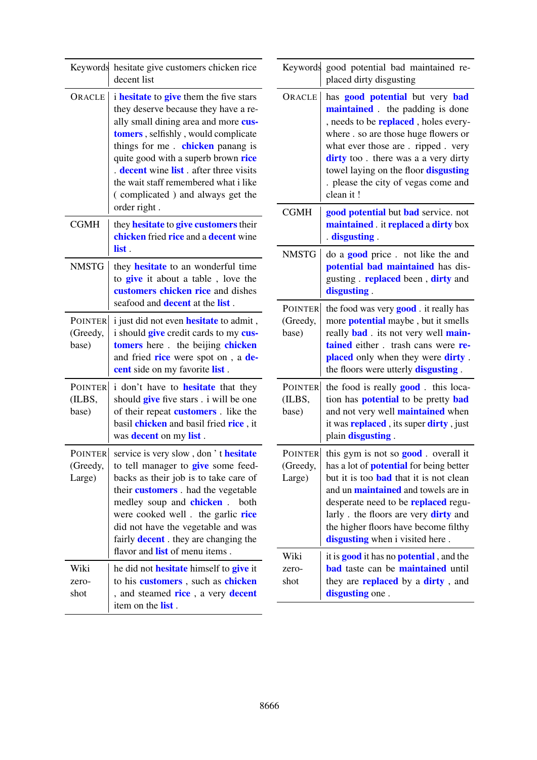| Keywords | hesitate give customers chicken rice decent list |
|---|---|
| ORACLE | i **hesitate** to **give** them the five stars they deserve because they have a really small dining area and more **customers** , selfishly , would complicate things for me . **chicken** panang is quite good with a superb brown **rice** . **decent** wine **list** . after three visits the wait staff remembered what i like ( complicated ) and always get the order right . |
| CGMH | they **hesitate** to **give customers** their **chicken** fried **rice** and a **decent** wine **list** . |
| NMSTG | they **hesitate** to an wonderful time to **give** it about a table , love the **customers chicken rice** and dishes seafood and **decent** at the **list** . |
| POINTER (Greedy, base) | i just did not even **hesitate** to admit , i should **give** credit cards to my **customers** here . the beijing **chicken** and fried **rice** were spot on , a **decent** side on my favorite **list** . |
| POINTER (ILBS, base) | i don't have to **hesitate** that they should **give** five stars . i will be one of their repeat **customers** . like the basil **chicken** and basil fried **rice** , it was **decent** on my **list** . |
| POINTER (Greedy, Large) | service is very slow , don ' t **hesitate** to tell manager to **give** some feedbacks as their job is to take care of their **customers** . had the vegetable medley soup and **chicken** . both were cooked well . the garlic **rice** did not have the vegetable and was fairly **decent** . they are changing the flavor and **list** of menu items . |
| Wiki zero-shot | he did not **hesitate** himself to **give** it to his **customers** , such as **chicken** , and steamed **rice** , a very **decent** item on the **list** . |

| Keywords | good potential bad maintained replaced dirty disgusting |
|---|---|
| ORACLE | has **good potential** but very **bad maintained** . the padding is done , needs to be **replaced** , holes everywhere . so are those huge flowers or what ever those are . ripped . very **dirty** too . there was a a very dirty towel laying on the floor **disgusting** . please the city of vegas come and clean it ! |
| CGMH | **good potential** but **bad** service. not **maintained** . it **replaced** a **dirty** box . **disgusting** . |
| NMSTG | do a **good** price . not like the and **potential bad maintained** has disgusting . **replaced** been , **dirty** and **disgusting** . |
| POINTER (Greedy, base) | the food was very **good** . it really has more **potential** maybe , but it smells really **bad** . its not very well **maintained** either . trash cans were **replaced** only when they were **dirty** . the floors were utterly **disgusting** . |
| POINTER (ILBS, base) | the food is really **good** . this location has **potential** to be pretty **bad** and not very well **maintained** when it was **replaced** , its super **dirty** , just plain **disgusting** . |
| POINTER (Greedy, Large) | this gym is not so **good** . overall it has a lot of **potential** for being better but it is too **bad** that it is not clean and un **maintained** and towels are in desperate need to be **replaced** regularly . the floors are very **dirty** and the higher floors have become filthy **disgusting** when i visited here . |
| Wiki zero-shot | it is **good** it has no **potential** , and the **bad** taste can be **maintained** until they are **replaced** by a **dirty** , and **disgusting** one . |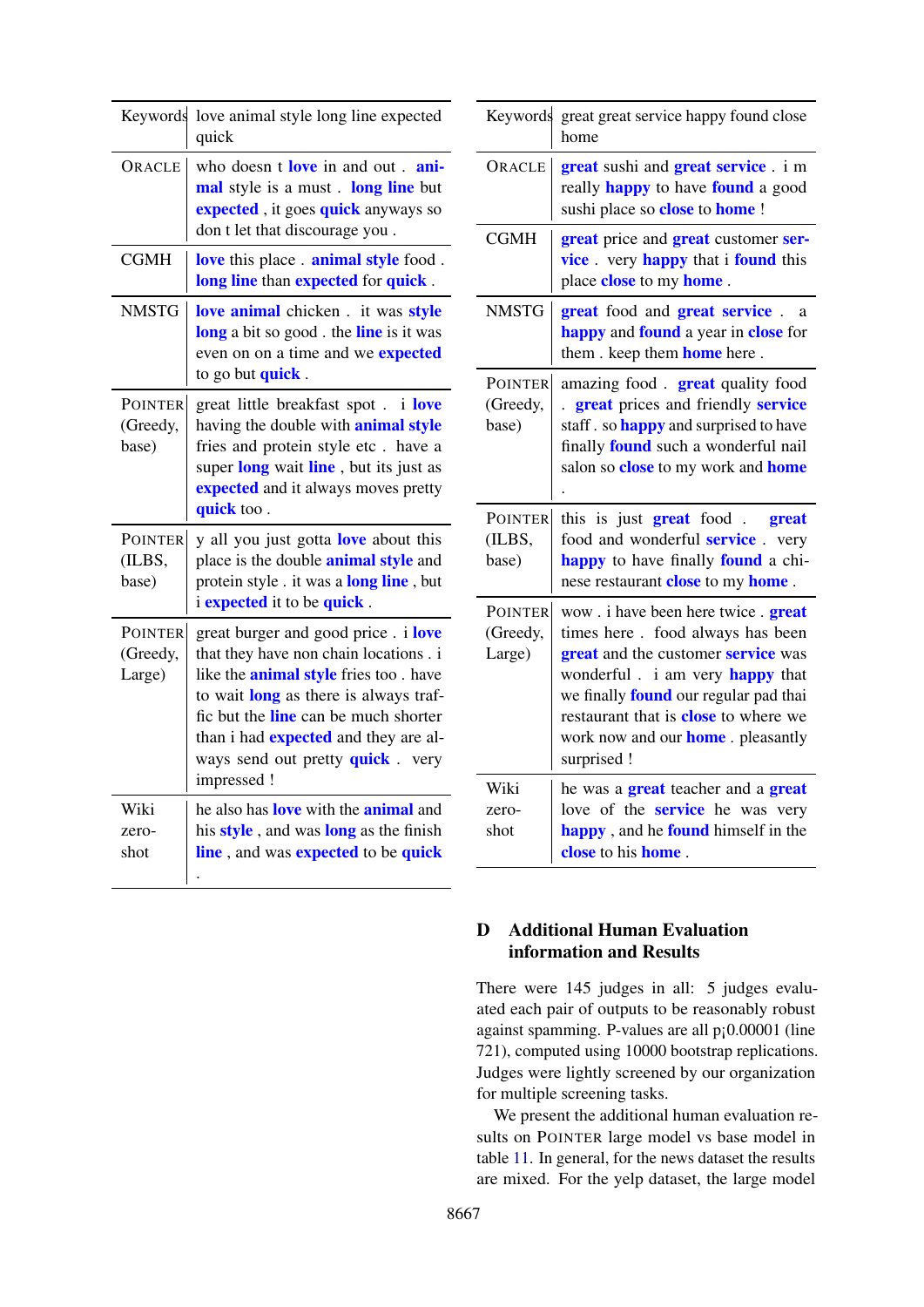| Keywords | love animal style long line expected quick |
|---|---|
| ORACLE | who doesn t **love** in and out . **animal** style is a must . **long line** but **expected** , it goes **quick** anyways so don t let that discourage you . |
| CGMH | **love** this place . **animal style** food . **long line** than **expected** for **quick** . |
| NMSTG | **love animal** chicken . it was **style long** a bit so good . the **line** is it was even on on a time and we **expected** to go but **quick** . |
| POINTER (Greedy, base) | great little breakfast spot . i **love** having the double with **animal style** fries and protein style etc . have a super **long** wait **line** , but its just as **expected** and it always moves pretty **quick** too . |
| POINTER (ILBS, base) | y all you just gotta **love** about this place is the double **animal style** and protein style . it was a **long line** , but i **expected** it to be **quick** . |
| POINTER (Greedy, Large) | great burger and good price . i **love** that they have non chain locations . i like the **animal style** fries too . have to wait **long** as there is always traffic but the **line** can be much shorter than i had **expected** and they are always send out pretty **quick** . very impressed ! |
| Wiki zero-shot | he also has **love** with the **animal** and his **style** , and was **long** as the finish **line** , and was **expected** to be **quick** . |

| Keywords | great great service happy found close home |
|---|---|
| ORACLE | **great** sushi and **great service** . i m really **happy** to have **found** a good sushi place so **close** to **home** ! |
| CGMH | **great** price and **great** customer **service** . very **happy** that i **found** this place **close** to my **home** . |
| NMSTG | **great** food and **great service** . a **happy** and **found** a year in **close** for them . keep them **home** here . |
| POINTER (Greedy, base) | amazing food . **great** quality food . **great** prices and friendly **service** staff . so **happy** and surprised to have finally **found** such a wonderful nail salon so **close** to my work and **home** . |
| POINTER (ILBS, base) | this is just **great** food . **great** food and wonderful **service** . very **happy** to have finally **found** a chinese restaurant **close** to my **home** . |
| POINTER (Greedy, Large) | wow . i have been here twice . **great** times here . food always has been **great** and the customer **service** was wonderful . i am very **happy** that we finally **found** our regular pad thai restaurant that is **close** to where we work now and our **home** . pleasantly surprised ! |
| Wiki zero-shot | he was a **great** teacher and a **great** love of the **service** he was very **happy** , and he **found** himself in the **close** to his **home** . |

## D Additional Human Evaluation information and Results

There were 145 judges in all: 5 judges evaluated each pair of outputs to be reasonably robust against spamming. P-values are all p¡0.00001 (line 721), computed using 10000 bootstrap replications. Judges were lightly screened by our organization for multiple screening tasks.

We present the additional human evaluation results on POINTER large model vs base model in table 11. In general, for the news dataset the results are mixed. For the yelp dataset, the large model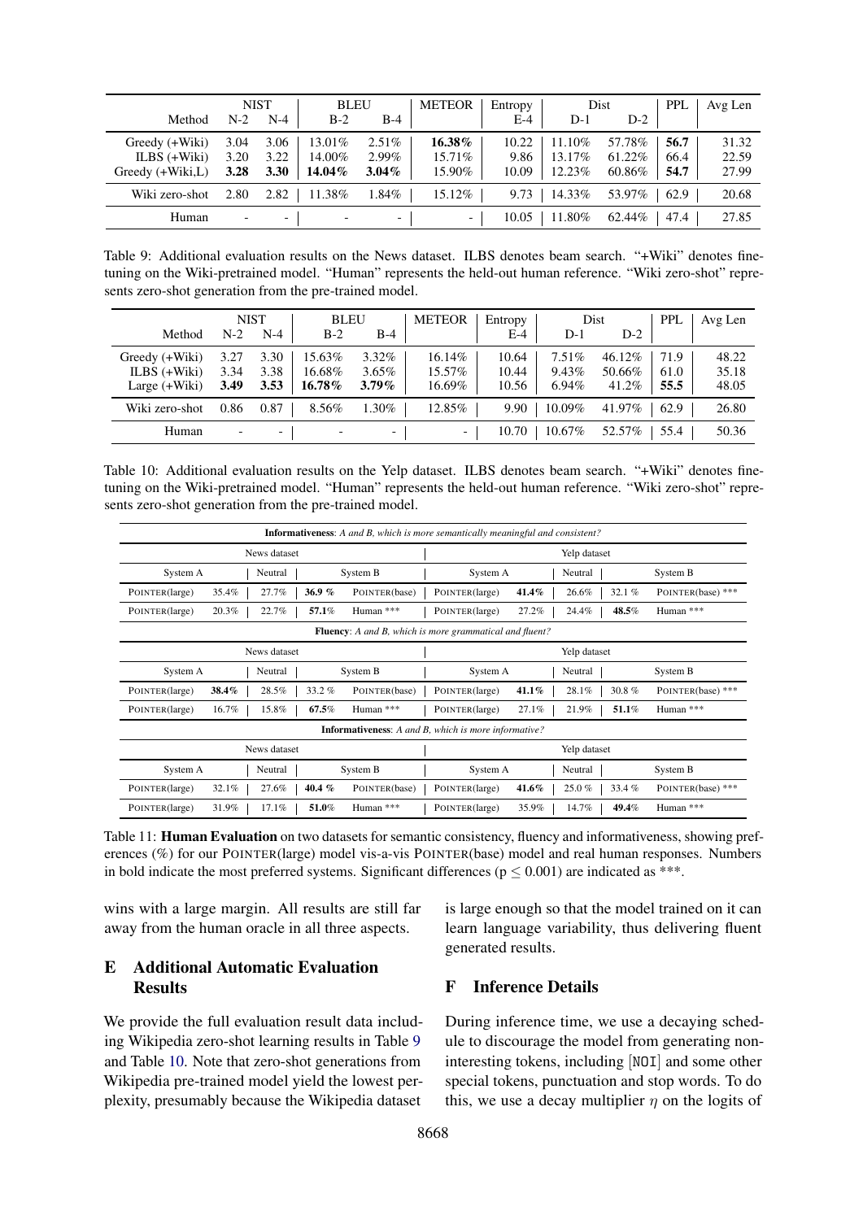| Method | NIST N-2 | NIST N-4 | BLEU B-2 | BLEU B-4 | METEOR | Entropy E-4 | Dist D-1 | Dist D-2 | PPL | Avg Len |
|---|---|---|---|---|---|---|---|---|---|---|
| Greedy (+Wiki) | 3.04 | 3.06 | 13.01% | 2.51% | **16.38%** | 10.22 | 11.10% | 57.78% | **56.7** | 31.32 |
| ILBS (+Wiki) | 3.20 | 3.22 | 14.00% | 2.99% | 15.71% | 9.86 | 13.17% | 61.22% | 66.4 | 22.59 |
| Greedy (+Wiki,L) | **3.28** | **3.30** | **14.04%** | **3.04%** | 15.90% | 10.09 | 12.23% | 60.86% | **54.7** | 27.99 |
| Wiki zero-shot | 2.80 | 2.82 | 11.38% | 1.84% | 15.12% | 9.73 | 14.33% | 53.97% | 62.9 | 20.68 |
| Human | - | - | - | - | - | 10.05 | 11.80% | 62.44% | 47.4 | 27.85 |

Table 9: Additional evaluation results on the News dataset. ILBS denotes beam search. "+Wiki" denotes finetuning on the Wiki-pretrained model. "Human" represents the held-out human reference. "Wiki zero-shot" represents zero-shot generation from the pre-trained model.

| Method | NIST N-2 | NIST N-4 | BLEU B-2 | BLEU B-4 | METEOR | Entropy E-4 | Dist D-1 | Dist D-2 | PPL | Avg Len |
|---|---|---|---|---|---|---|---|---|---|---|
| Greedy (+Wiki) | 3.27 | 3.30 | 15.63% | 3.32% | 16.14% | 10.64 | 7.51% | 46.12% | 71.9 | 48.22 |
| ILBS (+Wiki) | 3.34 | 3.38 | 16.68% | 3.65% | 15.57% | 10.44 | 9.43% | 50.66% | 61.0 | 35.18 |
| Large (+Wiki) | **3.49** | **3.53** | **16.78%** | **3.79%** | 16.69% | 10.56 | 6.94% | 41.2% | **55.5** | 48.05 |
| Wiki zero-shot | 0.86 | 0.87 | 8.56% | 1.30% | 12.85% | 9.90 | 10.09% | 41.97% | 62.9 | 26.80 |
| Human | - | - | - | - | - | 10.70 | 10.67% | 52.57% | 55.4 | 50.36 |

Table 10: Additional evaluation results on the Yelp dataset. ILBS denotes beam search. "+Wiki" denotes finetuning on the Wiki-pretrained model. "Human" represents the held-out human reference. "Wiki zero-shot" represents zero-shot generation from the pre-trained model.

| **Informativeness**: *A and B, which is more semantically meaningful and consistent?* | | | | | | | | | |
|---|---|---|---|---|---|---|---|---|---|
| News dataset | | | | | Yelp dataset | | | | |
| System A | | Neutral | | System B | System A | | Neutral | | System B |
| POINTER(large) | 35.4% | 27.7% | **36.9 %** | POINTER(base) | POINTER(large) | **41.4%** | 26.6% | 32.1 % | POINTER(base) *** |
| POINTER(large) | 20.3% | 22.7% | **57.1%** | Human *** | POINTER(large) | 27.2% | 24.4% | **48.5%** | Human *** |
| **Fluency**: *A and B, which is more grammatical and fluent?* | | | | | | | | | |
| News dataset | | | | | Yelp dataset | | | | |
| System A | | Neutral | | System B | System A | | Neutral | | System B |
| POINTER(large) | **38.4%** | 28.5% | 33.2 % | POINTER(base) | POINTER(large) | **41.1%** | 28.1% | 30.8 % | POINTER(base) *** |
| POINTER(large) | 16.7% | 15.8% | **67.5%** | Human *** | POINTER(large) | 27.1% | 21.9% | **51.1%** | Human *** |
| **Informativeness**: *A and B, which is more informative?* | | | | | | | | | |
| News dataset | | | | | Yelp dataset | | | | |
| System A | | Neutral | | System B | System A | | Neutral | | System B |
| POINTER(large) | 32.1% | 27.6% | **40.4 %** | POINTER(base) | POINTER(large) | **41.6%** | 25.0 % | 33.4 % | POINTER(base) *** |
| POINTER(large) | 31.9% | 17.1% | **51.0%** | Human *** | POINTER(large) | 35.9% | 14.7% | **49.4%** | Human *** |

Table 11: **Human Evaluation** on two datasets for semantic consistency, fluency and informativeness, showing preferences (%) for our POINTER(large) model vis-a-vis POINTER(base) model and real human responses. Numbers in bold indicate the most preferred systems. Significant differences ($p \leq 0.001$) are indicated as ***.

wins with a large margin. All results are still far away from the human oracle in all three aspects.

## E Additional Automatic Evaluation Results

We provide the full evaluation result data including Wikipedia zero-shot learning results in Table 9 and Table 10. Note that zero-shot generations from Wikipedia pre-trained model yield the lowest perplexity, presumably because the Wikipedia dataset is large enough so that the model trained on it can learn language variability, thus delivering fluent generated results.

## F Inference Details

During inference time, we use a decaying schedule to discourage the model from generating non-interesting tokens, including [NOI] and some other special tokens, punctuation and stop words. To do this, we use a decay multiplier $\eta$ on the logits of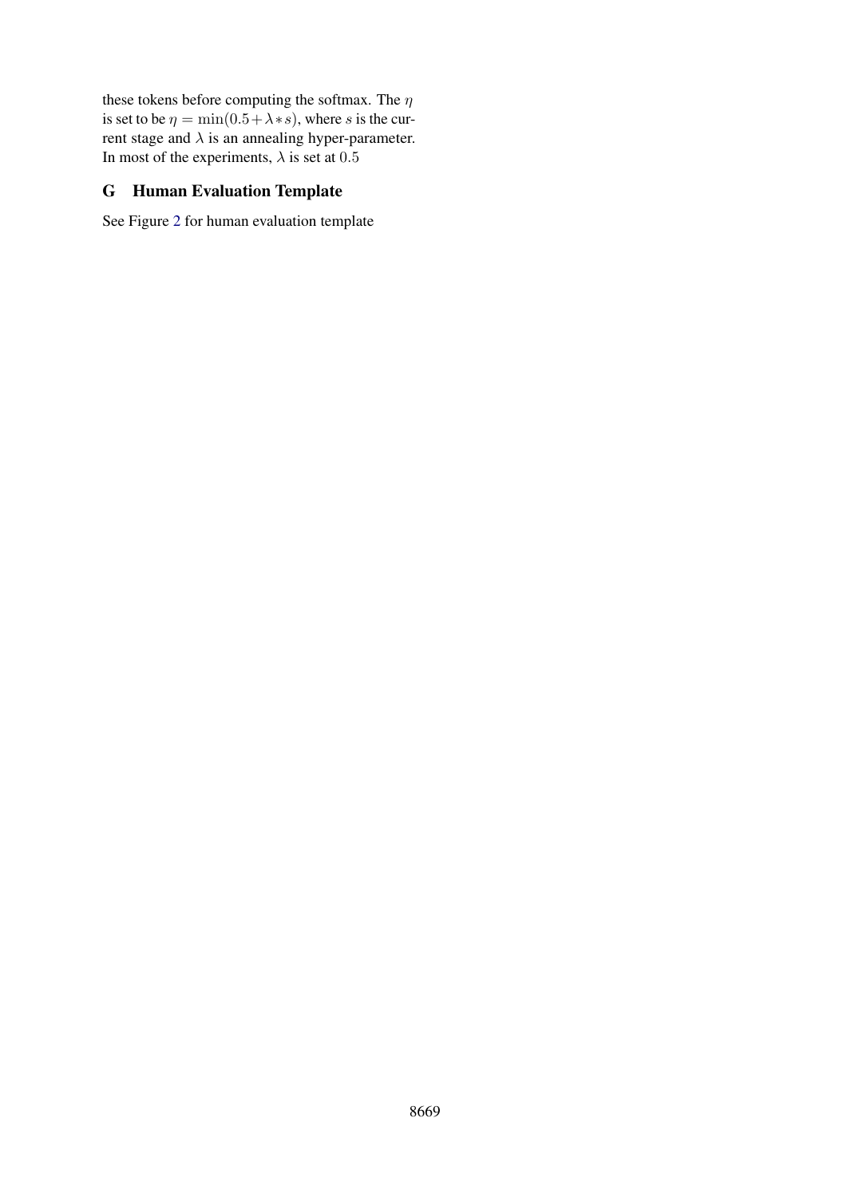these tokens before computing the softmax. The $\eta$ is set to be $\eta = \min(0.5 + \lambda * s)$, where $s$ is the current stage and $\lambda$ is an annealing hyper-parameter. In most of the experiments, $\lambda$ is set at $0.5$

## G Human Evaluation Template

See Figure 2 for human evaluation template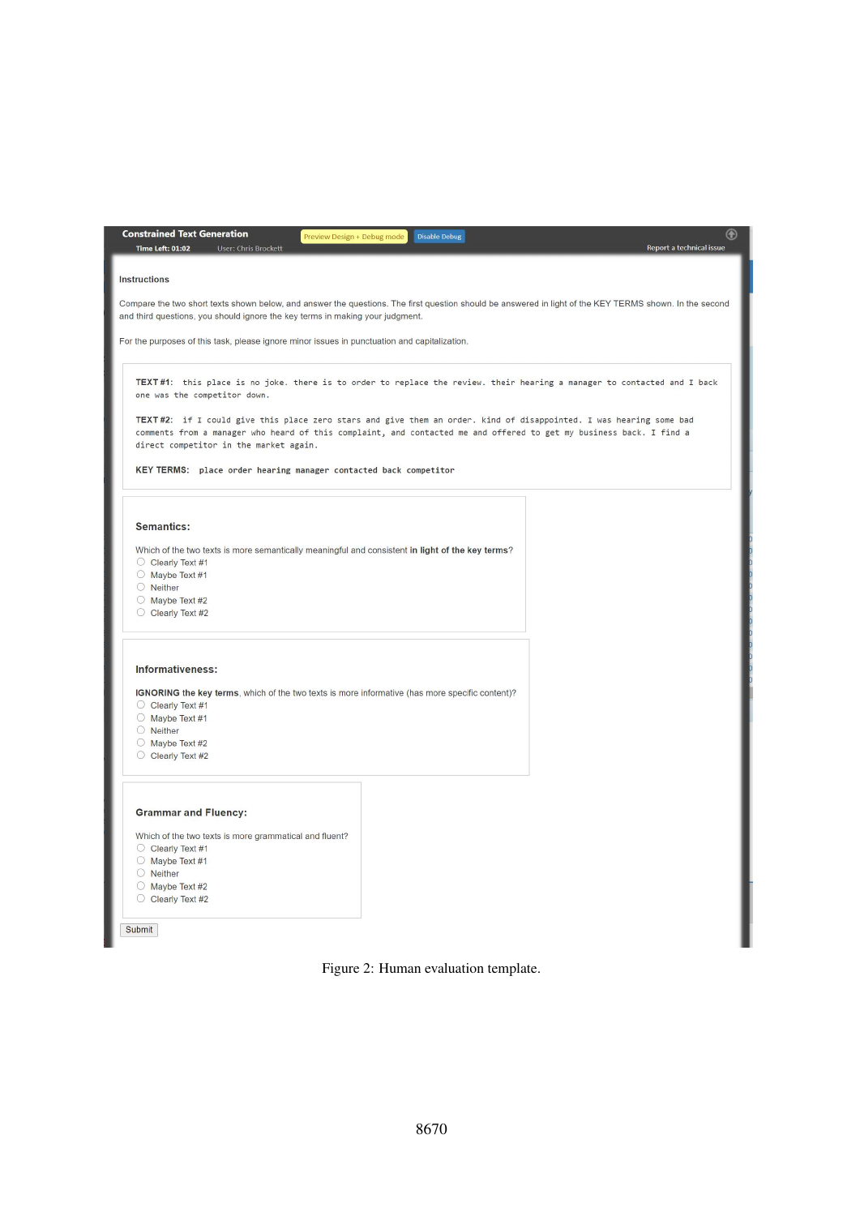Constrained Text Generation

Time Left: 01:02 User: Chris Brockett

Preview Design + Debug mode Disable Debug

Report a technical issue

**Instructions**

Compare the two short texts shown below, and answer the questions. The first question should be answered in light of the KEY TERMS shown. In the second and third questions, you should ignore the key terms in making your judgment.

For the purposes of this task, please ignore minor issues in punctuation and capitalization.

TEXT #1: this place is no joke. there is to order to replace the review. their hearing a manager to contacted and I back one was the competitor down.

TEXT #2: if I could give this place zero stars and give them an order. kind of disappointed. I was hearing some bad comments from a manager who heard of this complaint, and contacted me and offered to get my business back. I find a direct competitor in the market again.

KEY TERMS: place order hearing manager contacted back competitor

**Semantics:**

Which of the two texts is more semantically meaningful and consistent **in light of the key terms**?

- Clearly Text #1
- Maybe Text #1
- Neither
- Maybe Text #2
- Clearly Text #2

**Informativeness:**

**IGNORING the key terms**, which of the two texts is more informative (has more specific content)?

- Clearly Text #1
- Maybe Text #1
- Neither
- Maybe Text #2
- Clearly Text #2

**Grammar and Fluency:**

Which of the two texts is more grammatical and fluent?

- Clearly Text #1
- Maybe Text #1
- Neither
- Maybe Text #2
- Clearly Text #2

Submit

Figure 2: Human evaluation template.